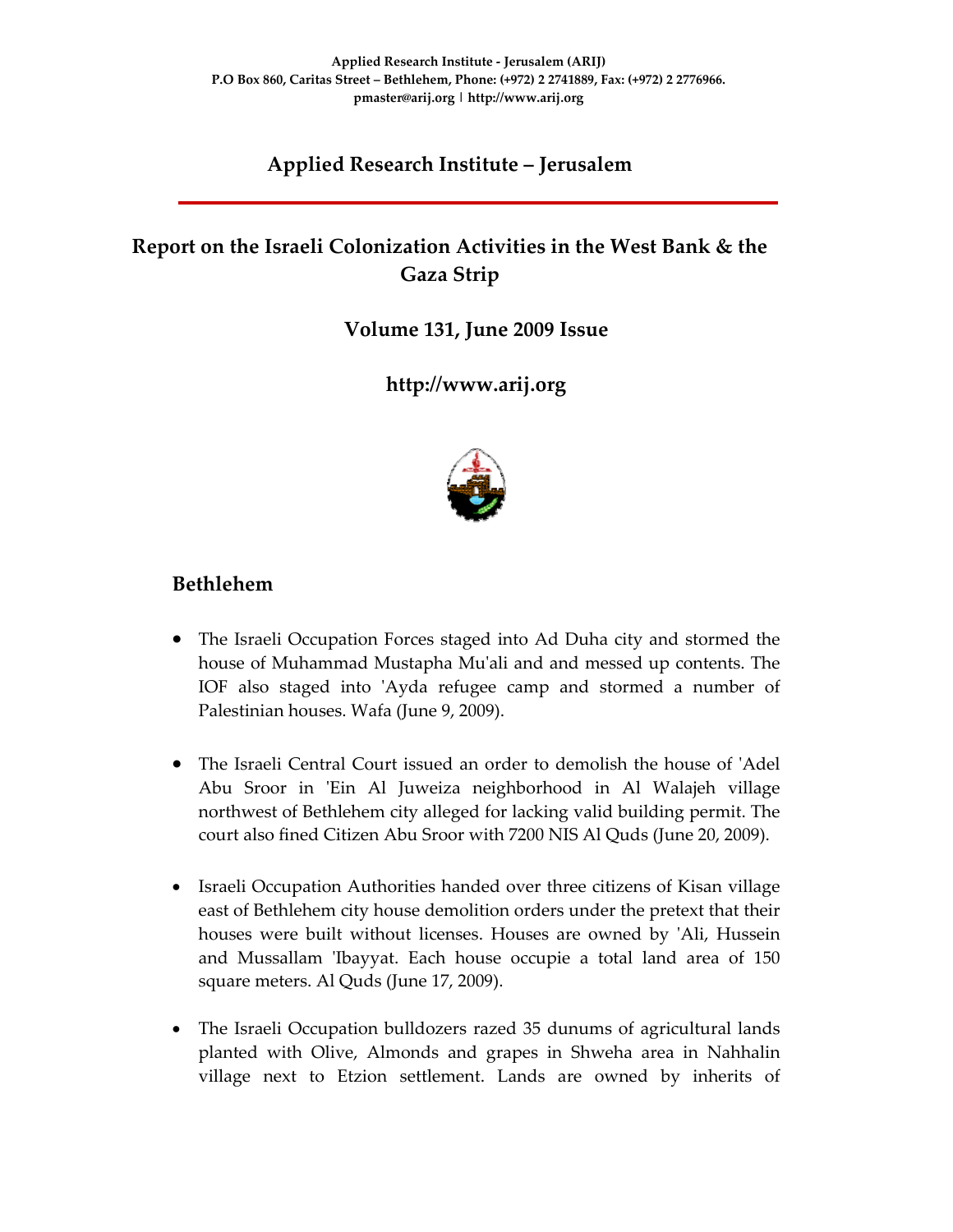Applied Research Institute - Jerusalem (ARIJ)
P.O Box 860, Caritas Street – Bethlehem, Phone: (+972) 2 2741889, Fax: (+972) 2 2776966.
pmaster@arij.org | http://www.arij.org

# Applied Research Institute – Jerusalem

## Report on the Israeli Colonization Activities in the West Bank & the Gaza Strip

### Volume 131, June 2009 Issue

### http://www.arij.org

## Bethlehem

- The Israeli Occupation Forces staged into Ad Duha city and stormed the house of Muhammad Mustapha Mu'ali and and messed up contents. The IOF also staged into 'Ayda refugee camp and stormed a number of Palestinian houses. Wafa (June 9, 2009).

- The Israeli Central Court issued an order to demolish the house of 'Adel Abu Sroor in 'Ein Al Juweiza neighborhood in Al Walajeh village northwest of Bethlehem city alleged for lacking valid building permit. The court also fined Citizen Abu Sroor with 7200 NIS Al Quds (June 20, 2009).

- Israeli Occupation Authorities handed over three citizens of Kisan village east of Bethlehem city house demolition orders under the pretext that their houses were built without licenses. Houses are owned by 'Ali, Hussein and Mussallam 'Ibayyat. Each house occupie a total land area of 150 square meters. Al Quds (June 17, 2009).

- The Israeli Occupation bulldozers razed 35 dunums of agricultural lands planted with Olive, Almonds and grapes in Shweha area in Nahhalin village next to Etzion settlement. Lands are owned by inherits of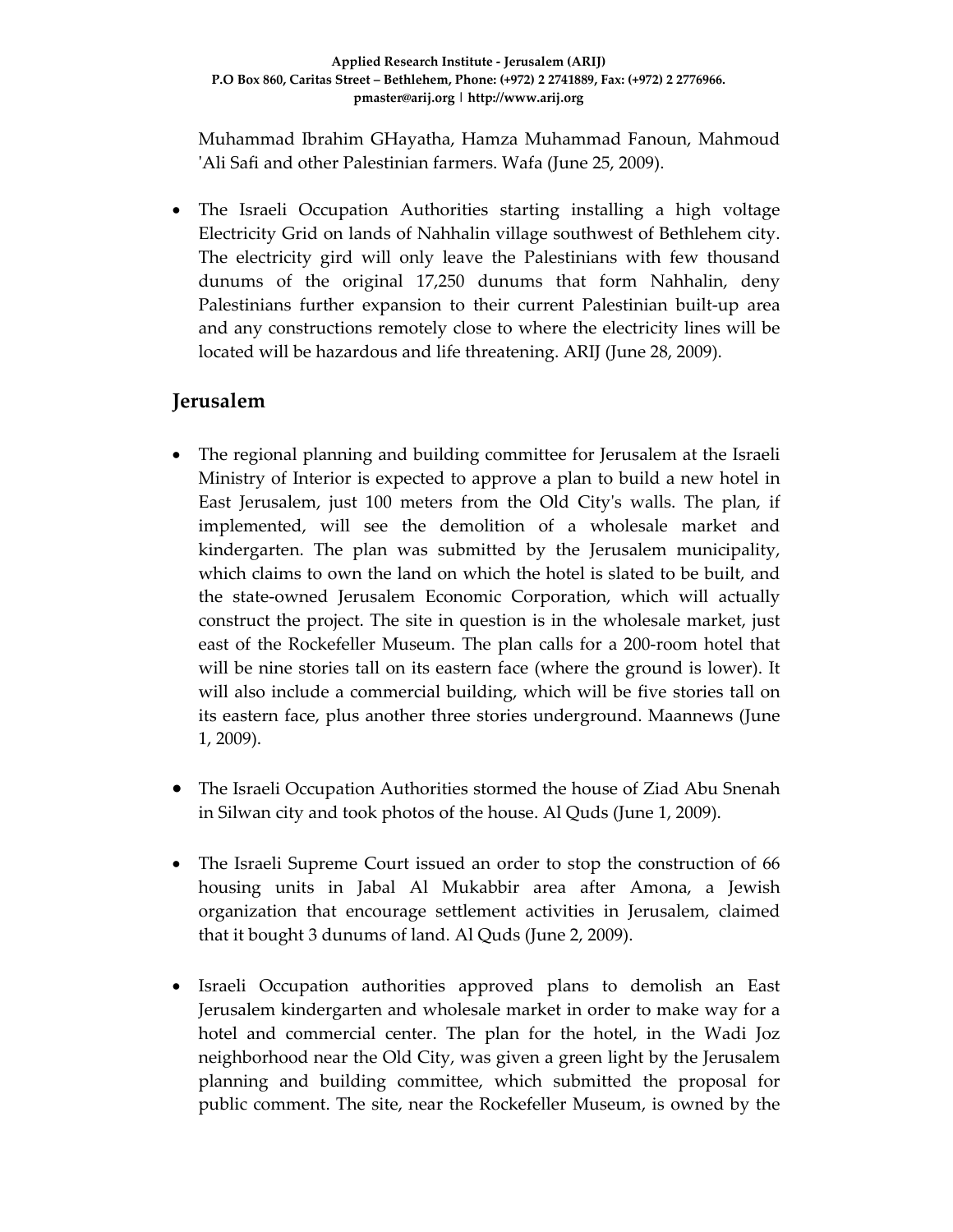Muhammad Ibrahim GHayatha, Hamza Muhammad Fanoun, Mahmoud 'Ali Safi and other Palestinian farmers. Wafa (June 25, 2009).

- The Israeli Occupation Authorities starting installing a high voltage Electricity Grid on lands of Nahhalin village southwest of Bethlehem city. The electricity gird will only leave the Palestinians with few thousand dunums of the original 17,250 dunums that form Nahhalin, deny Palestinians further expansion to their current Palestinian built-up area and any constructions remotely close to where the electricity lines will be located will be hazardous and life threatening. ARIJ (June 28, 2009).

## Jerusalem

- The regional planning and building committee for Jerusalem at the Israeli Ministry of Interior is expected to approve a plan to build a new hotel in East Jerusalem, just 100 meters from the Old City's walls. The plan, if implemented, will see the demolition of a wholesale market and kindergarten. The plan was submitted by the Jerusalem municipality, which claims to own the land on which the hotel is slated to be built, and the state-owned Jerusalem Economic Corporation, which will actually construct the project. The site in question is in the wholesale market, just east of the Rockefeller Museum. The plan calls for a 200-room hotel that will be nine stories tall on its eastern face (where the ground is lower). It will also include a commercial building, which will be five stories tall on its eastern face, plus another three stories underground. Maannews (June 1, 2009).

- The Israeli Occupation Authorities stormed the house of Ziad Abu Snenah in Silwan city and took photos of the house. Al Quds (June 1, 2009).

- The Israeli Supreme Court issued an order to stop the construction of 66 housing units in Jabal Al Mukabbir area after Amona, a Jewish organization that encourage settlement activities in Jerusalem, claimed that it bought 3 dunums of land. Al Quds (June 2, 2009).

- Israeli Occupation authorities approved plans to demolish an East Jerusalem kindergarten and wholesale market in order to make way for a hotel and commercial center. The plan for the hotel, in the Wadi Joz neighborhood near the Old City, was given a green light by the Jerusalem planning and building committee, which submitted the proposal for public comment. The site, near the Rockefeller Museum, is owned by the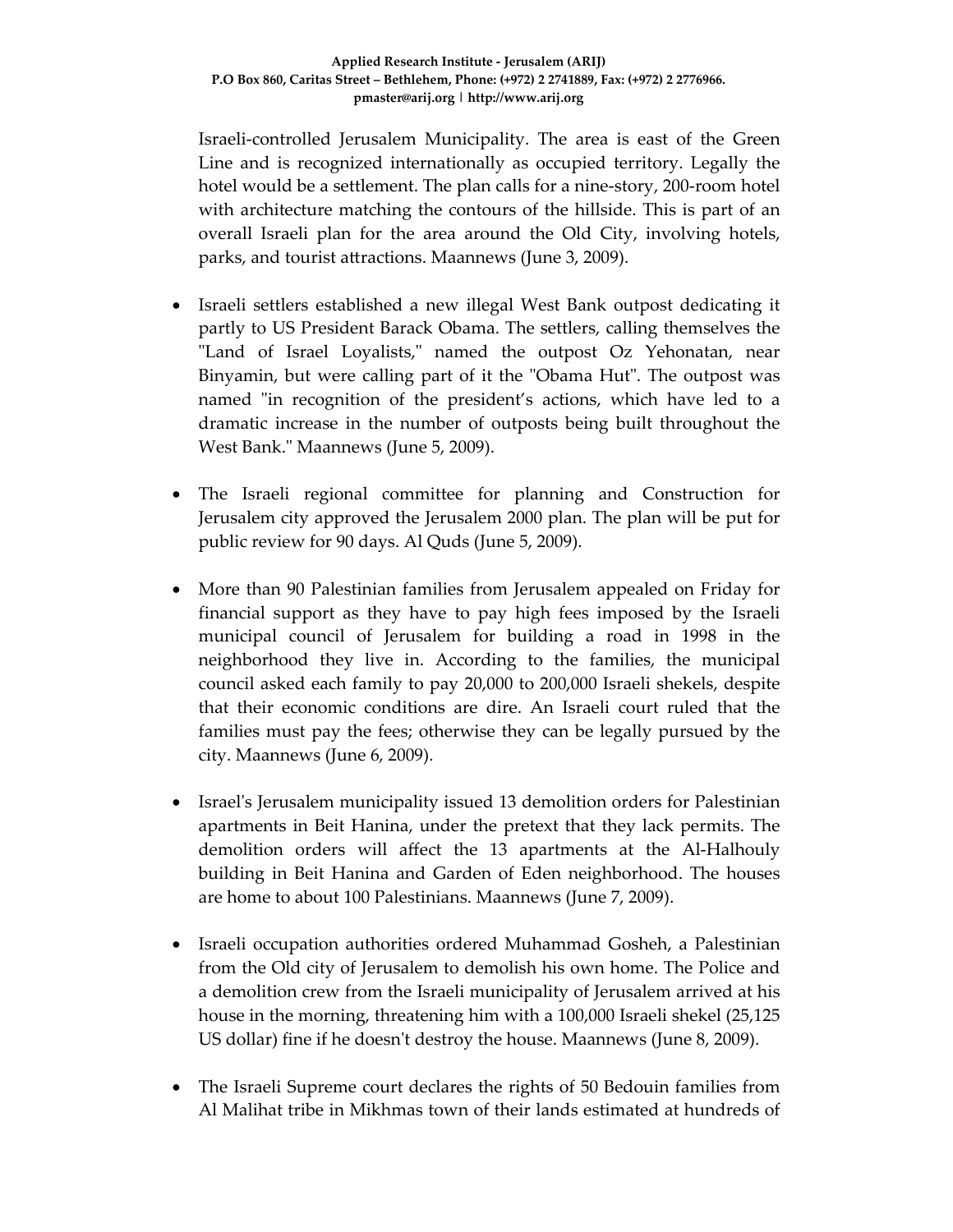Israeli-controlled Jerusalem Municipality. The area is east of the Green Line and is recognized internationally as occupied territory. Legally the hotel would be a settlement. The plan calls for a nine-story, 200-room hotel with architecture matching the contours of the hillside. This is part of an overall Israeli plan for the area around the Old City, involving hotels, parks, and tourist attractions. Maannews (June 3, 2009).

- Israeli settlers established a new illegal West Bank outpost dedicating it partly to US President Barack Obama. The settlers, calling themselves the "Land of Israel Loyalists," named the outpost Oz Yehonatan, near Binyamin, but were calling part of it the "Obama Hut". The outpost was named "in recognition of the president's actions, which have led to a dramatic increase in the number of outposts being built throughout the West Bank." Maannews (June 5, 2009).

- The Israeli regional committee for planning and Construction for Jerusalem city approved the Jerusalem 2000 plan. The plan will be put for public review for 90 days. Al Quds (June 5, 2009).

- More than 90 Palestinian families from Jerusalem appealed on Friday for financial support as they have to pay high fees imposed by the Israeli municipal council of Jerusalem for building a road in 1998 in the neighborhood they live in. According to the families, the municipal council asked each family to pay 20,000 to 200,000 Israeli shekels, despite that their economic conditions are dire. An Israeli court ruled that the families must pay the fees; otherwise they can be legally pursued by the city. Maannews (June 6, 2009).

- Israel's Jerusalem municipality issued 13 demolition orders for Palestinian apartments in Beit Hanina, under the pretext that they lack permits. The demolition orders will affect the 13 apartments at the Al-Halhouly building in Beit Hanina and Garden of Eden neighborhood. The houses are home to about 100 Palestinians. Maannews (June 7, 2009).

- Israeli occupation authorities ordered Muhammad Gosheh, a Palestinian from the Old city of Jerusalem to demolish his own home. The Police and a demolition crew from the Israeli municipality of Jerusalem arrived at his house in the morning, threatening him with a 100,000 Israeli shekel (25,125 US dollar) fine if he doesn't destroy the house. Maannews (June 8, 2009).

- The Israeli Supreme court declares the rights of 50 Bedouin families from Al Malihat tribe in Mikhmas town of their lands estimated at hundreds of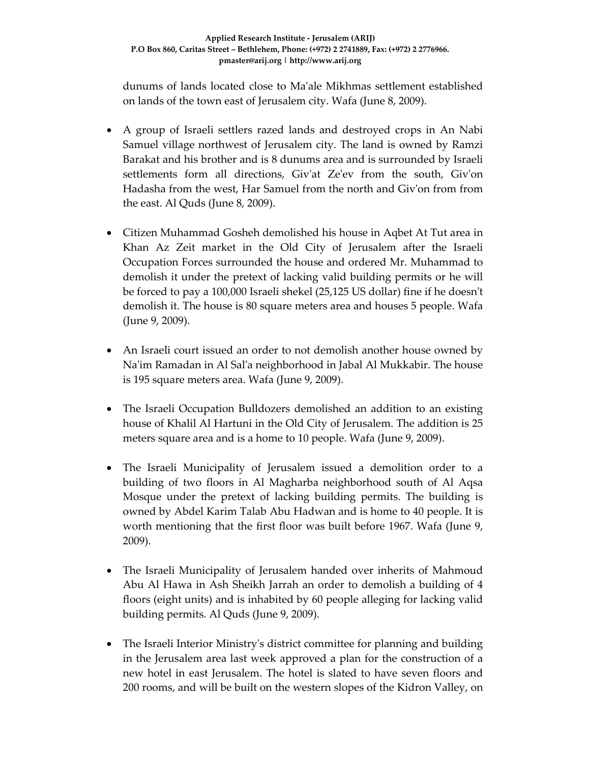dunums of lands located close to Ma'ale Mikhmas settlement established on lands of the town east of Jerusalem city. Wafa (June 8, 2009).

- A group of Israeli settlers razed lands and destroyed crops in An Nabi Samuel village northwest of Jerusalem city. The land is owned by Ramzi Barakat and his brother and is 8 dunums area and is surrounded by Israeli settlements form all directions, Giv'at Ze'ev from the south, Giv'on Hadasha from the west, Har Samuel from the north and Giv'on from from the east. Al Quds (June 8, 2009).

- Citizen Muhammad Gosheh demolished his house in Aqbet At Tut area in Khan Az Zeit market in the Old City of Jerusalem after the Israeli Occupation Forces surrounded the house and ordered Mr. Muhammad to demolish it under the pretext of lacking valid building permits or he will be forced to pay a 100,000 Israeli shekel (25,125 US dollar) fine if he doesn't demolish it. The house is 80 square meters area and houses 5 people. Wafa (June 9, 2009).

- An Israeli court issued an order to not demolish another house owned by Na'im Ramadan in Al Sal'a neighborhood in Jabal Al Mukkabir. The house is 195 square meters area. Wafa (June 9, 2009).

- The Israeli Occupation Bulldozers demolished an addition to an existing house of Khalil Al Hartuni in the Old City of Jerusalem. The addition is 25 meters square area and is a home to 10 people. Wafa (June 9, 2009).

- The Israeli Municipality of Jerusalem issued a demolition order to a building of two floors in Al Magharba neighborhood south of Al Aqsa Mosque under the pretext of lacking building permits. The building is owned by Abdel Karim Talab Abu Hadwan and is home to 40 people. It is worth mentioning that the first floor was built before 1967. Wafa (June 9, 2009).

- The Israeli Municipality of Jerusalem handed over inherits of Mahmoud Abu Al Hawa in Ash Sheikh Jarrah an order to demolish a building of 4 floors (eight units) and is inhabited by 60 people alleging for lacking valid building permits. Al Quds (June 9, 2009).

- The Israeli Interior Ministry's district committee for planning and building in the Jerusalem area last week approved a plan for the construction of a new hotel in east Jerusalem. The hotel is slated to have seven floors and 200 rooms, and will be built on the western slopes of the Kidron Valley, on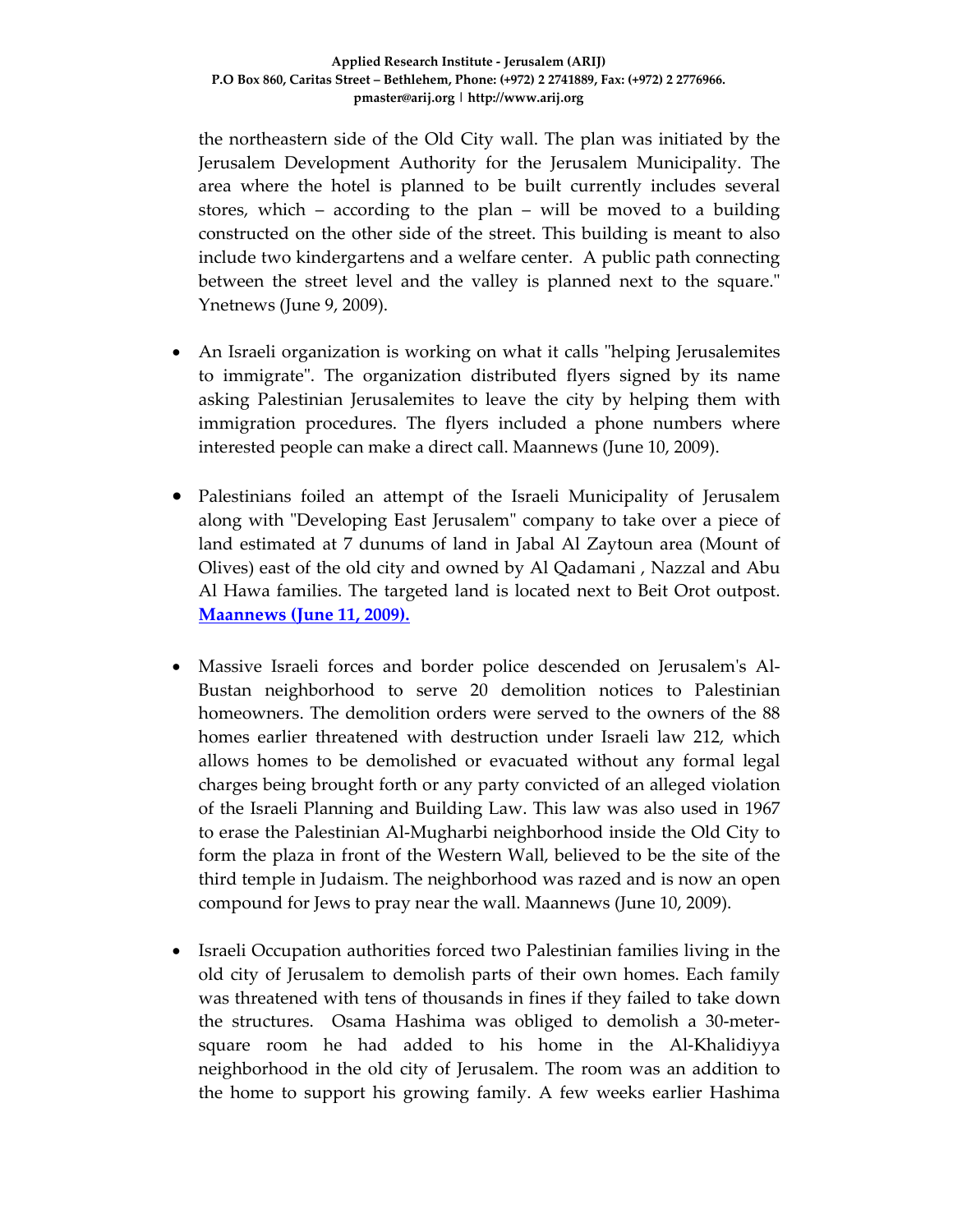the northeastern side of the Old City wall. The plan was initiated by the Jerusalem Development Authority for the Jerusalem Municipality. The area where the hotel is planned to be built currently includes several stores, which – according to the plan – will be moved to a building constructed on the other side of the street. This building is meant to also include two kindergartens and a welfare center. A public path connecting between the street level and the valley is planned next to the square." Ynetnews (June 9, 2009).

- An Israeli organization is working on what it calls "helping Jerusalemites to immigrate". The organization distributed flyers signed by its name asking Palestinian Jerusalemites to leave the city by helping them with immigration procedures. The flyers included a phone numbers where interested people can make a direct call. Maannews (June 10, 2009).

- Palestinians foiled an attempt of the Israeli Municipality of Jerusalem along with "Developing East Jerusalem" company to take over a piece of land estimated at 7 dunums of land in Jabal Al Zaytoun area (Mount of Olives) east of the old city and owned by Al Qadamani , Nazzal and Abu Al Hawa families. The targeted land is located next to Beit Orot outpost. **Maannews (June 11, 2009).**

- Massive Israeli forces and border police descended on Jerusalem's Al-Bustan neighborhood to serve 20 demolition notices to Palestinian homeowners. The demolition orders were served to the owners of the 88 homes earlier threatened with destruction under Israeli law 212, which allows homes to be demolished or evacuated without any formal legal charges being brought forth or any party convicted of an alleged violation of the Israeli Planning and Building Law. This law was also used in 1967 to erase the Palestinian Al-Mugharbi neighborhood inside the Old City to form the plaza in front of the Western Wall, believed to be the site of the third temple in Judaism. The neighborhood was razed and is now an open compound for Jews to pray near the wall. Maannews (June 10, 2009).

- Israeli Occupation authorities forced two Palestinian families living in the old city of Jerusalem to demolish parts of their own homes. Each family was threatened with tens of thousands in fines if they failed to take down the structures. Osama Hashima was obliged to demolish a 30-meter-square room he had added to his home in the Al-Khalidiyya neighborhood in the old city of Jerusalem. The room was an addition to the home to support his growing family. A few weeks earlier Hashima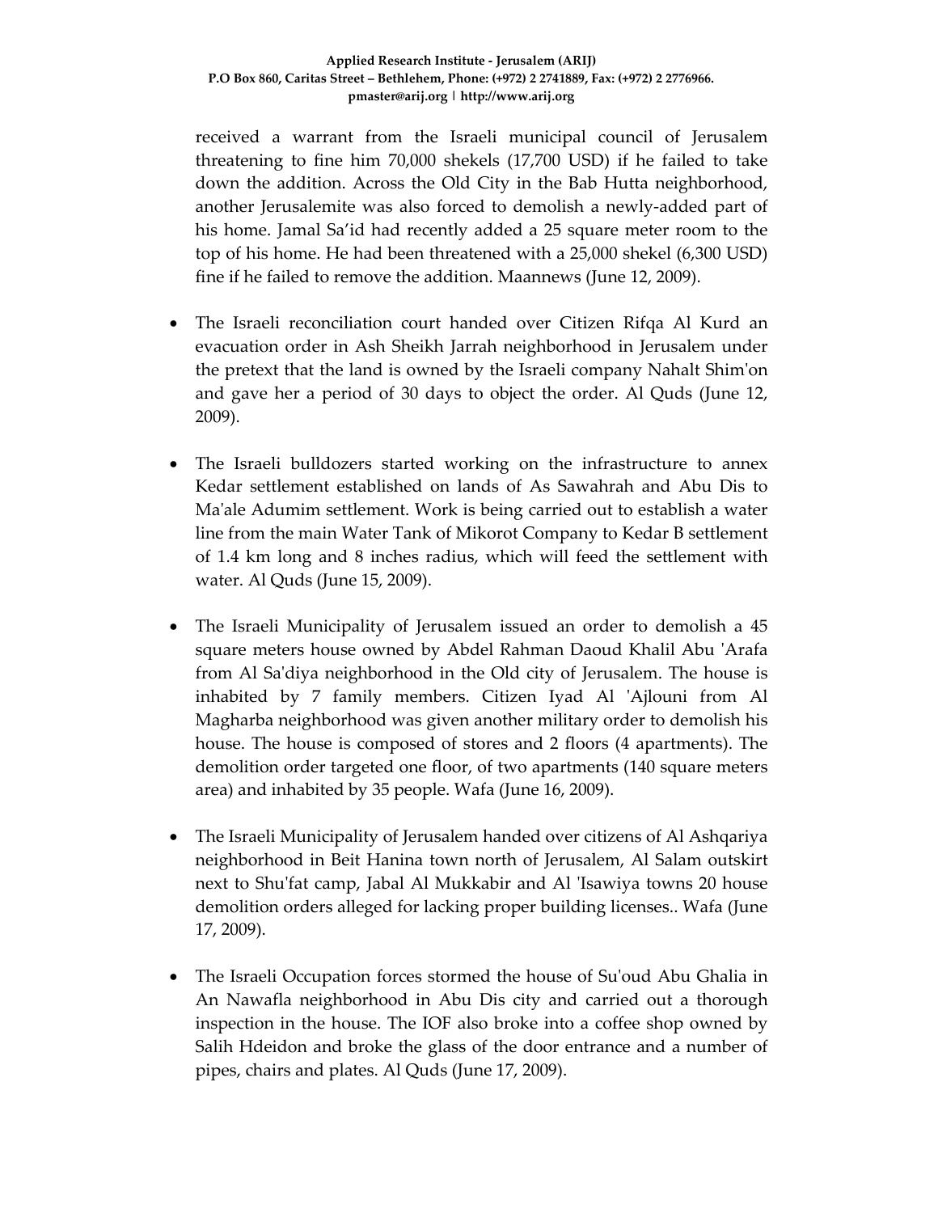received a warrant from the Israeli municipal council of Jerusalem threatening to fine him 70,000 shekels (17,700 USD) if he failed to take down the addition. Across the Old City in the Bab Hutta neighborhood, another Jerusalemite was also forced to demolish a newly-added part of his home. Jamal Sa'id had recently added a 25 square meter room to the top of his home. He had been threatened with a 25,000 shekel (6,300 USD) fine if he failed to remove the addition. Maannews (June 12, 2009).

- The Israeli reconciliation court handed over Citizen Rifqa Al Kurd an evacuation order in Ash Sheikh Jarrah neighborhood in Jerusalem under the pretext that the land is owned by the Israeli company Nahalt Shim'on and gave her a period of 30 days to object the order. Al Quds (June 12, 2009).

- The Israeli bulldozers started working on the infrastructure to annex Kedar settlement established on lands of As Sawahrah and Abu Dis to Ma'ale Adumim settlement. Work is being carried out to establish a water line from the main Water Tank of Mikorot Company to Kedar B settlement of 1.4 km long and 8 inches radius, which will feed the settlement with water. Al Quds (June 15, 2009).

- The Israeli Municipality of Jerusalem issued an order to demolish a 45 square meters house owned by Abdel Rahman Daoud Khalil Abu 'Arafa from Al Sa'diya neighborhood in the Old city of Jerusalem. The house is inhabited by 7 family members. Citizen Iyad Al 'Ajlouni from Al Magharba neighborhood was given another military order to demolish his house. The house is composed of stores and 2 floors (4 apartments). The demolition order targeted one floor, of two apartments (140 square meters area) and inhabited by 35 people. Wafa (June 16, 2009).

- The Israeli Municipality of Jerusalem handed over citizens of Al Ashqariya neighborhood in Beit Hanina town north of Jerusalem, Al Salam outskirt next to Shu'fat camp, Jabal Al Mukkabir and Al 'Isawiya towns 20 house demolition orders alleged for lacking proper building licenses.. Wafa (June 17, 2009).

- The Israeli Occupation forces stormed the house of Su'oud Abu Ghalia in An Nawafla neighborhood in Abu Dis city and carried out a thorough inspection in the house. The IOF also broke into a coffee shop owned by Salih Hdeidon and broke the glass of the door entrance and a number of pipes, chairs and plates. Al Quds (June 17, 2009).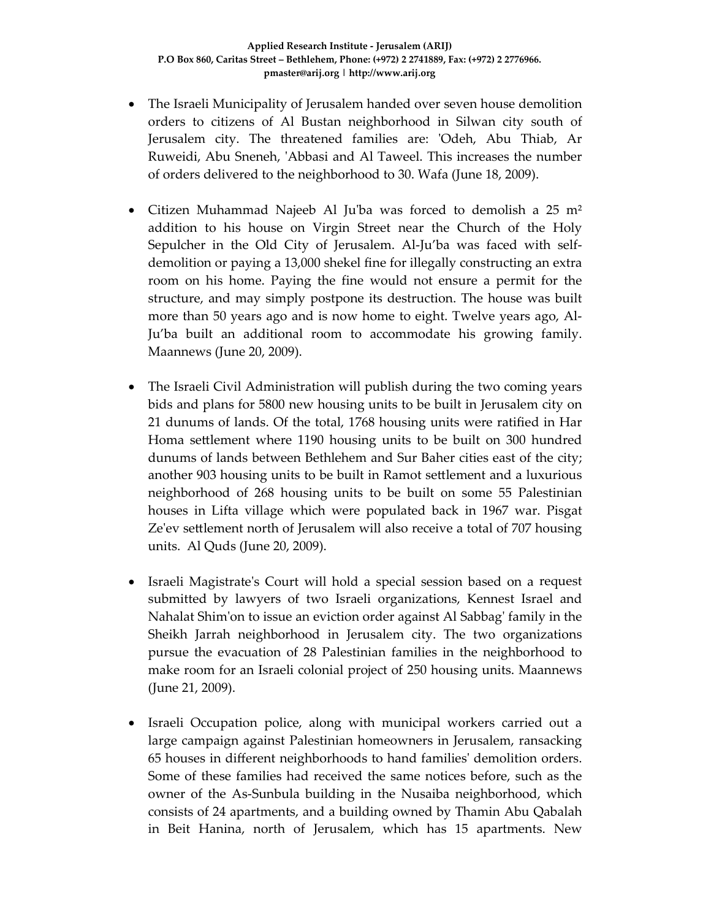- The Israeli Municipality of Jerusalem handed over seven house demolition orders to citizens of Al Bustan neighborhood in Silwan city south of Jerusalem city. The threatened families are: 'Odeh, Abu Thiab, Ar Ruweidi, Abu Sneneh, 'Abbasi and Al Taweel. This increases the number of orders delivered to the neighborhood to 30. Wafa (June 18, 2009).

- Citizen Muhammad Najeeb Al Ju'ba was forced to demolish a 25 m² addition to his house on Virgin Street near the Church of the Holy Sepulcher in the Old City of Jerusalem. Al-Ju'ba was faced with self-demolition or paying a 13,000 shekel fine for illegally constructing an extra room on his home. Paying the fine would not ensure a permit for the structure, and may simply postpone its destruction. The house was built more than 50 years ago and is now home to eight. Twelve years ago, Al-Ju'ba built an additional room to accommodate his growing family. Maannews (June 20, 2009).

- The Israeli Civil Administration will publish during the two coming years bids and plans for 5800 new housing units to be built in Jerusalem city on 21 dunums of lands. Of the total, 1768 housing units were ratified in Har Homa settlement where 1190 housing units to be built on 300 hundred dunums of lands between Bethlehem and Sur Baher cities east of the city; another 903 housing units to be built in Ramot settlement and a luxurious neighborhood of 268 housing units to be built on some 55 Palestinian houses in Lifta village which were populated back in 1967 war. Pisgat Ze'ev settlement north of Jerusalem will also receive a total of 707 housing units. Al Quds (June 20, 2009).

- Israeli Magistrate's Court will hold a special session based on a request submitted by lawyers of two Israeli organizations, Kennest Israel and Nahalat Shim'on to issue an eviction order against Al Sabbag' family in the Sheikh Jarrah neighborhood in Jerusalem city. The two organizations pursue the evacuation of 28 Palestinian families in the neighborhood to make room for an Israeli colonial project of 250 housing units. Maannews (June 21, 2009).

- Israeli Occupation police, along with municipal workers carried out a large campaign against Palestinian homeowners in Jerusalem, ransacking 65 houses in different neighborhoods to hand families' demolition orders. Some of these families had received the same notices before, such as the owner of the As-Sunbula building in the Nusaiba neighborhood, which consists of 24 apartments, and a building owned by Thamin Abu Qabalah in Beit Hanina, north of Jerusalem, which has 15 apartments. New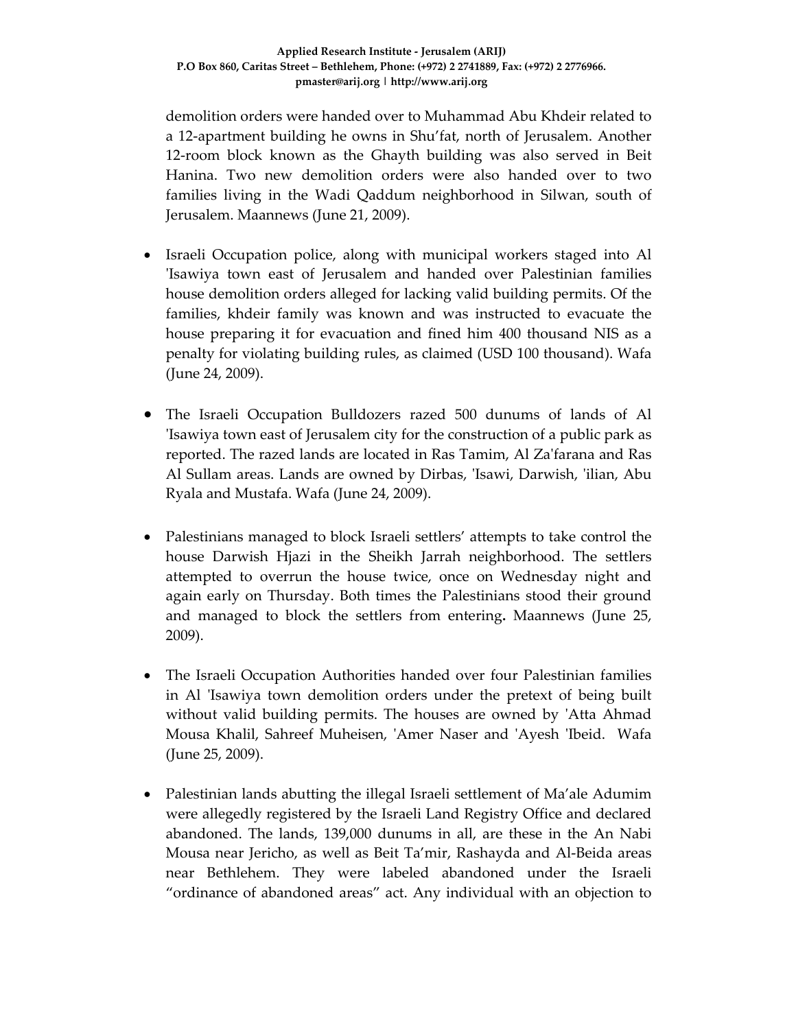demolition orders were handed over to Muhammad Abu Khdeir related to a 12-apartment building he owns in Shu'fat, north of Jerusalem. Another 12-room block known as the Ghayth building was also served in Beit Hanina. Two new demolition orders were also handed over to two families living in the Wadi Qaddum neighborhood in Silwan, south of Jerusalem. Maannews (June 21, 2009).

- Israeli Occupation police, along with municipal workers staged into Al 'Isawiya town east of Jerusalem and handed over Palestinian families house demolition orders alleged for lacking valid building permits. Of the families, khdeir family was known and was instructed to evacuate the house preparing it for evacuation and fined him 400 thousand NIS as a penalty for violating building rules, as claimed (USD 100 thousand). Wafa (June 24, 2009).

- The Israeli Occupation Bulldozers razed 500 dunums of lands of Al 'Isawiya town east of Jerusalem city for the construction of a public park as reported. The razed lands are located in Ras Tamim, Al Za'farana and Ras Al Sullam areas. Lands are owned by Dirbas, 'Isawi, Darwish, 'ilian, Abu Ryala and Mustafa. Wafa (June 24, 2009).

- Palestinians managed to block Israeli settlers' attempts to take control the house Darwish Hjazi in the Sheikh Jarrah neighborhood. The settlers attempted to overrun the house twice, once on Wednesday night and again early on Thursday. Both times the Palestinians stood their ground and managed to block the settlers from entering**.** Maannews (June 25, 2009).

- The Israeli Occupation Authorities handed over four Palestinian families in Al 'Isawiya town demolition orders under the pretext of being built without valid building permits. The houses are owned by 'Atta Ahmad Mousa Khalil, Sahreef Muheisen, 'Amer Naser and 'Ayesh 'Ibeid. Wafa (June 25, 2009).

- Palestinian lands abutting the illegal Israeli settlement of Ma'ale Adumim were allegedly registered by the Israeli Land Registry Office and declared abandoned. The lands, 139,000 dunums in all, are these in the An Nabi Mousa near Jericho, as well as Beit Ta'mir, Rashayda and Al-Beida areas near Bethlehem. They were labeled abandoned under the Israeli "ordinance of abandoned areas" act. Any individual with an objection to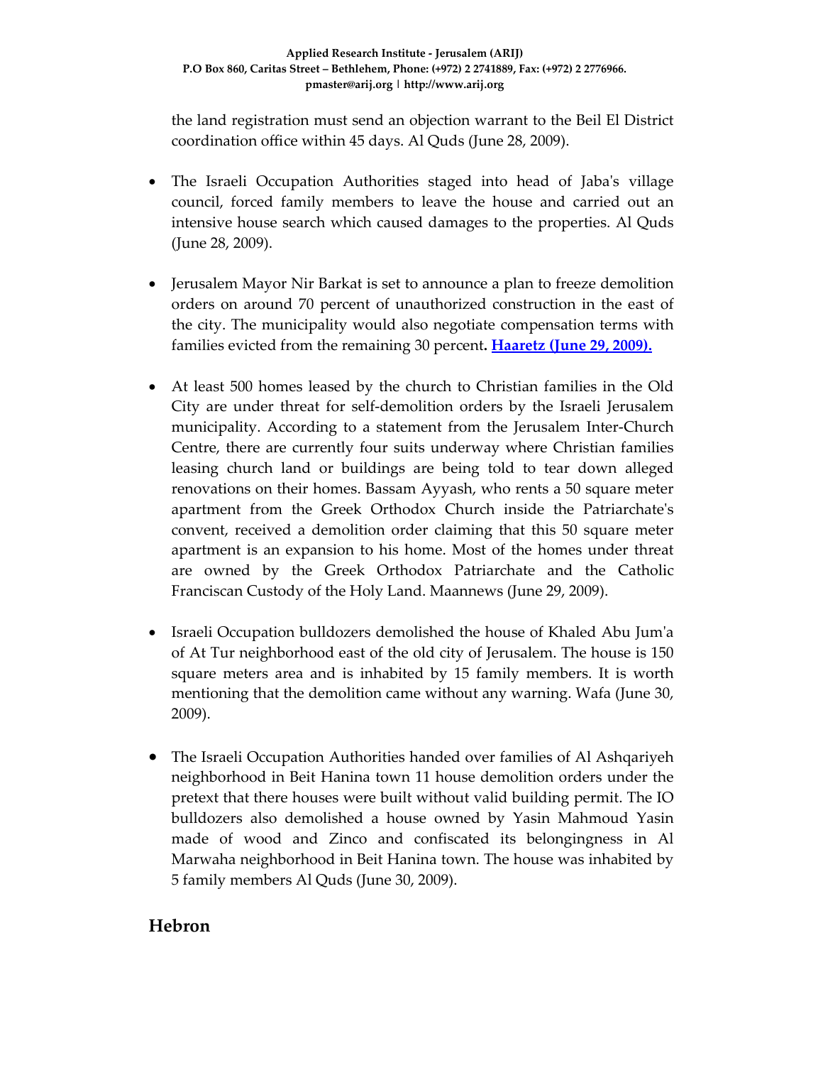the land registration must send an objection warrant to the Beil El District coordination office within 45 days. Al Quds (June 28, 2009).

- The Israeli Occupation Authorities staged into head of Jaba's village council, forced family members to leave the house and carried out an intensive house search which caused damages to the properties. Al Quds (June 28, 2009).

- Jerusalem Mayor Nir Barkat is set to announce a plan to freeze demolition orders on around 70 percent of unauthorized construction in the east of the city. The municipality would also negotiate compensation terms with families evicted from the remaining 30 percent**.** **Haaretz (June 29, 2009).**

- At least 500 homes leased by the church to Christian families in the Old City are under threat for self-demolition orders by the Israeli Jerusalem municipality. According to a statement from the Jerusalem Inter-Church Centre, there are currently four suits underway where Christian families leasing church land or buildings are being told to tear down alleged renovations on their homes. Bassam Ayyash, who rents a 50 square meter apartment from the Greek Orthodox Church inside the Patriarchate's convent, received a demolition order claiming that this 50 square meter apartment is an expansion to his home. Most of the homes under threat are owned by the Greek Orthodox Patriarchate and the Catholic Franciscan Custody of the Holy Land. Maannews (June 29, 2009).

- Israeli Occupation bulldozers demolished the house of Khaled Abu Jum'a of At Tur neighborhood east of the old city of Jerusalem. The house is 150 square meters area and is inhabited by 15 family members. It is worth mentioning that the demolition came without any warning. Wafa (June 30, 2009).

- The Israeli Occupation Authorities handed over families of Al Ashqariyeh neighborhood in Beit Hanina town 11 house demolition orders under the pretext that there houses were built without valid building permit. The IO bulldozers also demolished a house owned by Yasin Mahmoud Yasin made of wood and Zinco and confiscated its belongingness in Al Marwaha neighborhood in Beit Hanina town. The house was inhabited by 5 family members Al Quds (June 30, 2009).

## Hebron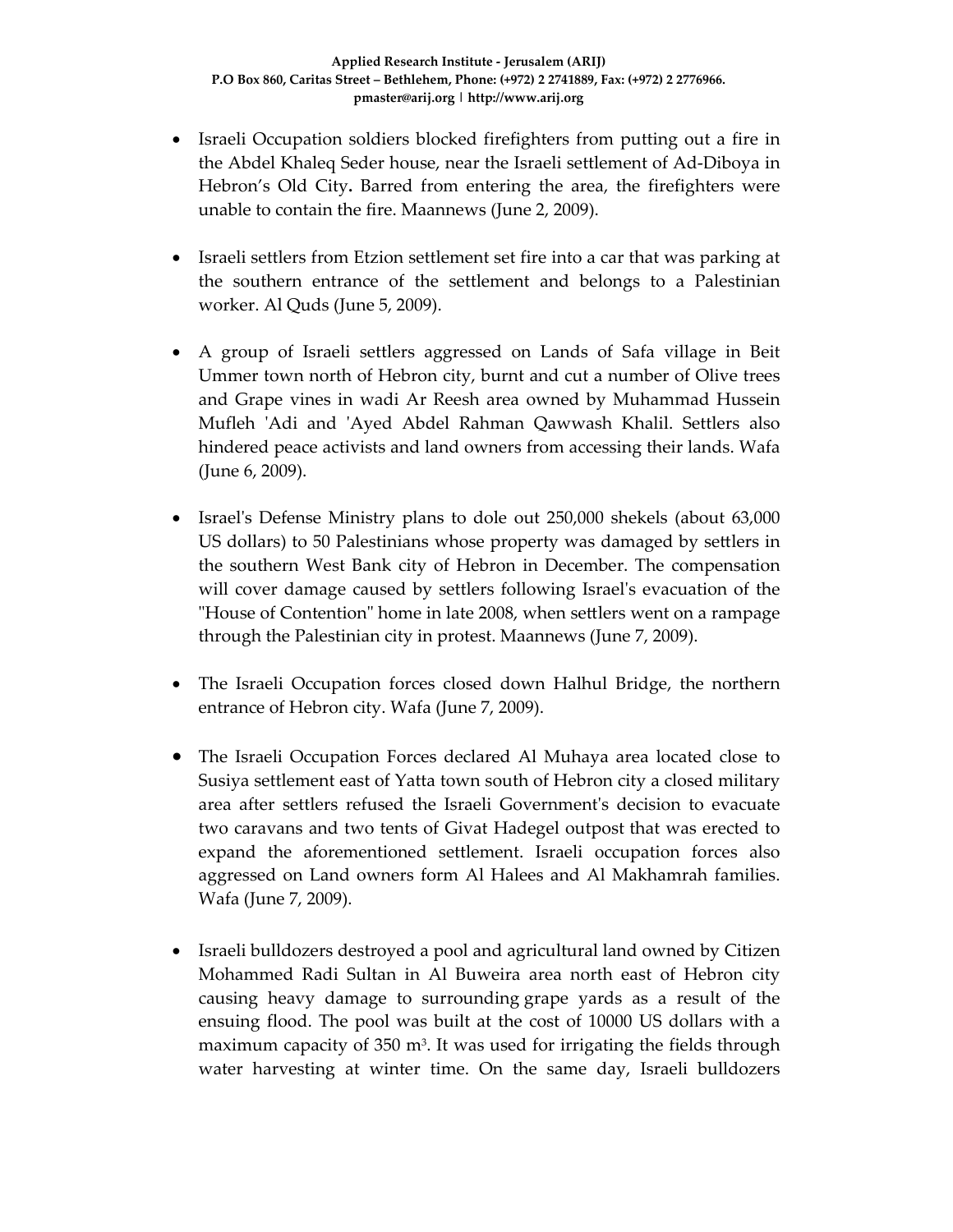- Israeli Occupation soldiers blocked firefighters from putting out a fire in the Abdel Khaleq Seder house, near the Israeli settlement of Ad-Diboya in Hebron's Old City**.** Barred from entering the area, the firefighters were unable to contain the fire. Maannews (June 2, 2009).

- Israeli settlers from Etzion settlement set fire into a car that was parking at the southern entrance of the settlement and belongs to a Palestinian worker. Al Quds (June 5, 2009).

- A group of Israeli settlers aggressed on Lands of Safa village in Beit Ummer town north of Hebron city, burnt and cut a number of Olive trees and Grape vines in wadi Ar Reesh area owned by Muhammad Hussein Mufleh 'Adi and 'Ayed Abdel Rahman Qawwash Khalil. Settlers also hindered peace activists and land owners from accessing their lands. Wafa (June 6, 2009).

- Israel's Defense Ministry plans to dole out 250,000 shekels (about 63,000 US dollars) to 50 Palestinians whose property was damaged by settlers in the southern West Bank city of Hebron in December. The compensation will cover damage caused by settlers following Israel's evacuation of the "House of Contention" home in late 2008, when settlers went on a rampage through the Palestinian city in protest. Maannews (June 7, 2009).

- The Israeli Occupation forces closed down Halhul Bridge, the northern entrance of Hebron city. Wafa (June 7, 2009).

- The Israeli Occupation Forces declared Al Muhaya area located close to Susiya settlement east of Yatta town south of Hebron city a closed military area after settlers refused the Israeli Government's decision to evacuate two caravans and two tents of Givat Hadegel outpost that was erected to expand the aforementioned settlement. Israeli occupation forces also aggressed on Land owners form Al Halees and Al Makhamrah families. Wafa (June 7, 2009).

- Israeli bulldozers destroyed a pool and agricultural land owned by Citizen Mohammed Radi Sultan in Al Buweira area north east of Hebron city causing heavy damage to surrounding grape yards as a result of the ensuing flood. The pool was built at the cost of 10000 US dollars with a maximum capacity of 350 $m^3$. It was used for irrigating the fields through water harvesting at winter time. On the same day, Israeli bulldozers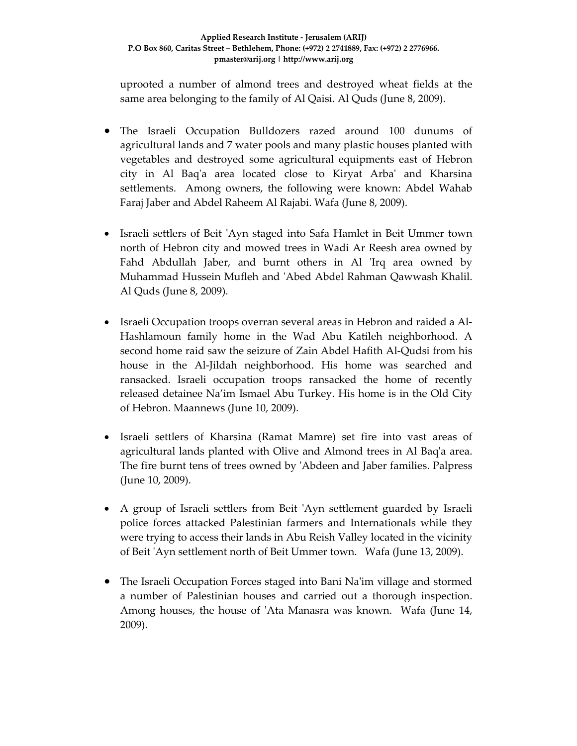uprooted a number of almond trees and destroyed wheat fields at the same area belonging to the family of Al Qaisi. Al Quds (June 8, 2009).

- The Israeli Occupation Bulldozers razed around 100 dunums of agricultural lands and 7 water pools and many plastic houses planted with vegetables and destroyed some agricultural equipments east of Hebron city in Al Baq'a area located close to Kiryat Arba' and Kharsina settlements. Among owners, the following were known: Abdel Wahab Faraj Jaber and Abdel Raheem Al Rajabi. Wafa (June 8, 2009).

- Israeli settlers of Beit 'Ayn staged into Safa Hamlet in Beit Ummer town north of Hebron city and mowed trees in Wadi Ar Reesh area owned by Fahd Abdullah Jaber, and burnt others in Al 'Irq area owned by Muhammad Hussein Mufleh and 'Abed Abdel Rahman Qawwash Khalil. Al Quds (June 8, 2009).

- Israeli Occupation troops overran several areas in Hebron and raided a Al-Hashlamoun family home in the Wad Abu Katileh neighborhood. A second home raid saw the seizure of Zain Abdel Hafith Al-Qudsi from his house in the Al-Jildah neighborhood. His home was searched and ransacked. Israeli occupation troops ransacked the home of recently released detainee Na'im Ismael Abu Turkey. His home is in the Old City of Hebron. Maannews (June 10, 2009).

- Israeli settlers of Kharsina (Ramat Mamre) set fire into vast areas of agricultural lands planted with Olive and Almond trees in Al Baq'a area. The fire burnt tens of trees owned by 'Abdeen and Jaber families. Palpress (June 10, 2009).

- A group of Israeli settlers from Beit 'Ayn settlement guarded by Israeli police forces attacked Palestinian farmers and Internationals while they were trying to access their lands in Abu Reish Valley located in the vicinity of Beit 'Ayn settlement north of Beit Ummer town. Wafa (June 13, 2009).

- The Israeli Occupation Forces staged into Bani Na'im village and stormed a number of Palestinian houses and carried out a thorough inspection. Among houses, the house of 'Ata Manasra was known. Wafa (June 14, 2009).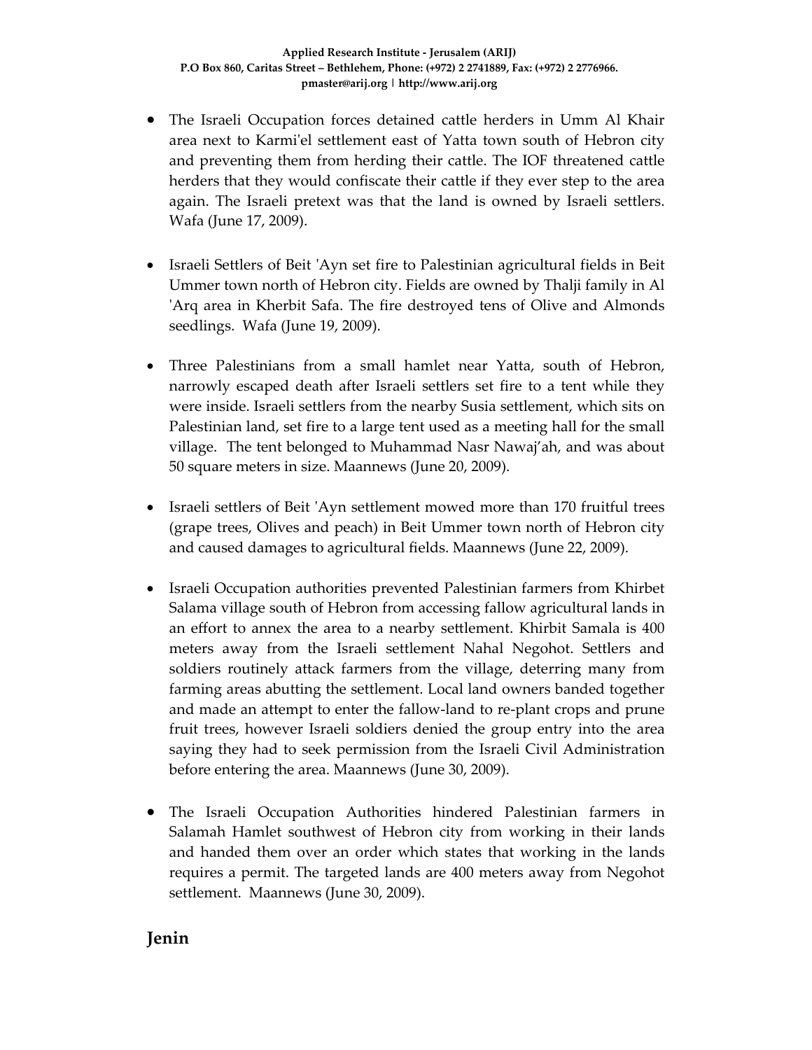- The Israeli Occupation forces detained cattle herders in Umm Al Khair area next to Karmi'el settlement east of Yatta town south of Hebron city and preventing them from herding their cattle. The IOF threatened cattle herders that they would confiscate their cattle if they ever step to the area again. The Israeli pretext was that the land is owned by Israeli settlers. Wafa (June 17, 2009).

- Israeli Settlers of Beit 'Ayn set fire to Palestinian agricultural fields in Beit Ummer town north of Hebron city. Fields are owned by Thalji family in Al 'Arq area in Kherbit Safa. The fire destroyed tens of Olive and Almonds seedlings. Wafa (June 19, 2009).

- Three Palestinians from a small hamlet near Yatta, south of Hebron, narrowly escaped death after Israeli settlers set fire to a tent while they were inside. Israeli settlers from the nearby Susia settlement, which sits on Palestinian land, set fire to a large tent used as a meeting hall for the small village. The tent belonged to Muhammad Nasr Nawaj'ah, and was about 50 square meters in size. Maannews (June 20, 2009).

- Israeli settlers of Beit 'Ayn settlement mowed more than 170 fruitful trees (grape trees, Olives and peach) in Beit Ummer town north of Hebron city and caused damages to agricultural fields. Maannews (June 22, 2009).

- Israeli Occupation authorities prevented Palestinian farmers from Khirbet Salama village south of Hebron from accessing fallow agricultural lands in an effort to annex the area to a nearby settlement. Khirbit Samala is 400 meters away from the Israeli settlement Nahal Negohot. Settlers and soldiers routinely attack farmers from the village, deterring many from farming areas abutting the settlement. Local land owners banded together and made an attempt to enter the fallow-land to re-plant crops and prune fruit trees, however Israeli soldiers denied the group entry into the area saying they had to seek permission from the Israeli Civil Administration before entering the area. Maannews (June 30, 2009).

- The Israeli Occupation Authorities hindered Palestinian farmers in Salamah Hamlet southwest of Hebron city from working in their lands and handed them over an order which states that working in the lands requires a permit. The targeted lands are 400 meters away from Negohot settlement. Maannews (June 30, 2009).

## Jenin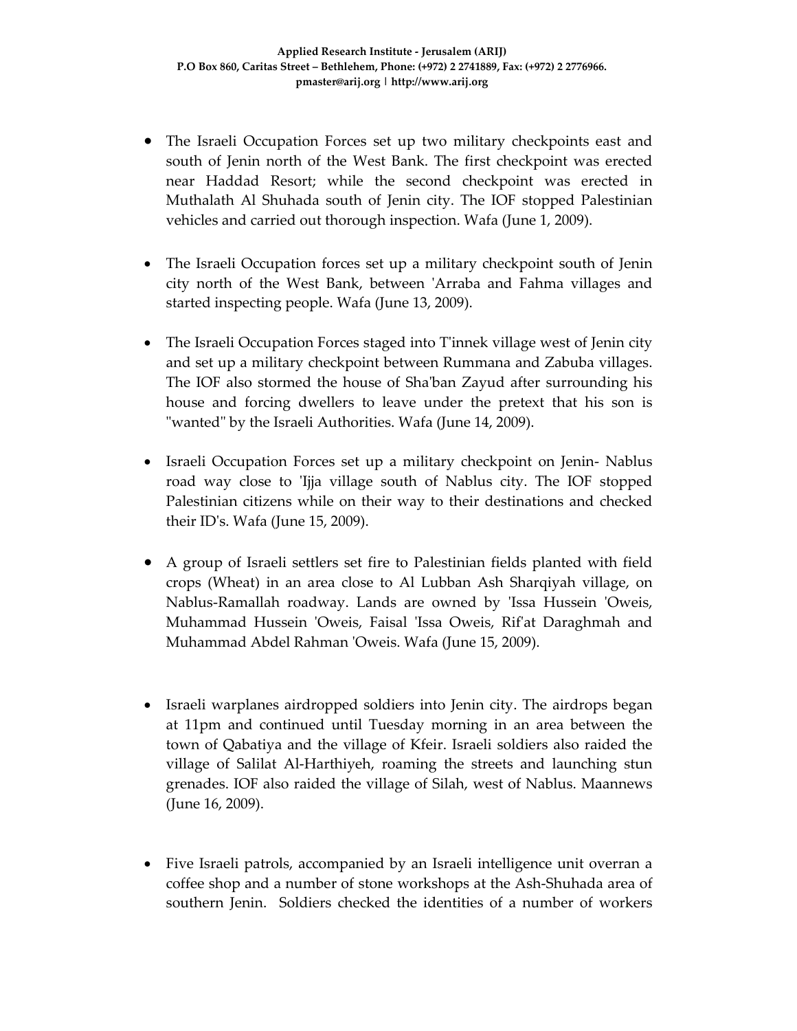- The Israeli Occupation Forces set up two military checkpoints east and south of Jenin north of the West Bank. The first checkpoint was erected near Haddad Resort; while the second checkpoint was erected in Muthalath Al Shuhada south of Jenin city. The IOF stopped Palestinian vehicles and carried out thorough inspection. Wafa (June 1, 2009).

- The Israeli Occupation forces set up a military checkpoint south of Jenin city north of the West Bank, between 'Arraba and Fahma villages and started inspecting people. Wafa (June 13, 2009).

- The Israeli Occupation Forces staged into T'innek village west of Jenin city and set up a military checkpoint between Rummana and Zabuba villages. The IOF also stormed the house of Sha'ban Zayud after surrounding his house and forcing dwellers to leave under the pretext that his son is "wanted" by the Israeli Authorities. Wafa (June 14, 2009).

- Israeli Occupation Forces set up a military checkpoint on Jenin- Nablus road way close to 'Ijja village south of Nablus city. The IOF stopped Palestinian citizens while on their way to their destinations and checked their ID's. Wafa (June 15, 2009).

- A group of Israeli settlers set fire to Palestinian fields planted with field crops (Wheat) in an area close to Al Lubban Ash Sharqiyah village, on Nablus-Ramallah roadway. Lands are owned by 'Issa Hussein 'Oweis, Muhammad Hussein 'Oweis, Faisal 'Issa Oweis, Rif'at Daraghmah and Muhammad Abdel Rahman 'Oweis. Wafa (June 15, 2009).

- Israeli warplanes airdropped soldiers into Jenin city. The airdrops began at 11pm and continued until Tuesday morning in an area between the town of Qabatiya and the village of Kfeir. Israeli soldiers also raided the village of Salilat Al-Harthiyeh, roaming the streets and launching stun grenades. IOF also raided the village of Silah, west of Nablus. Maannews (June 16, 2009).

- Five Israeli patrols, accompanied by an Israeli intelligence unit overran a coffee shop and a number of stone workshops at the Ash-Shuhada area of southern Jenin. Soldiers checked the identities of a number of workers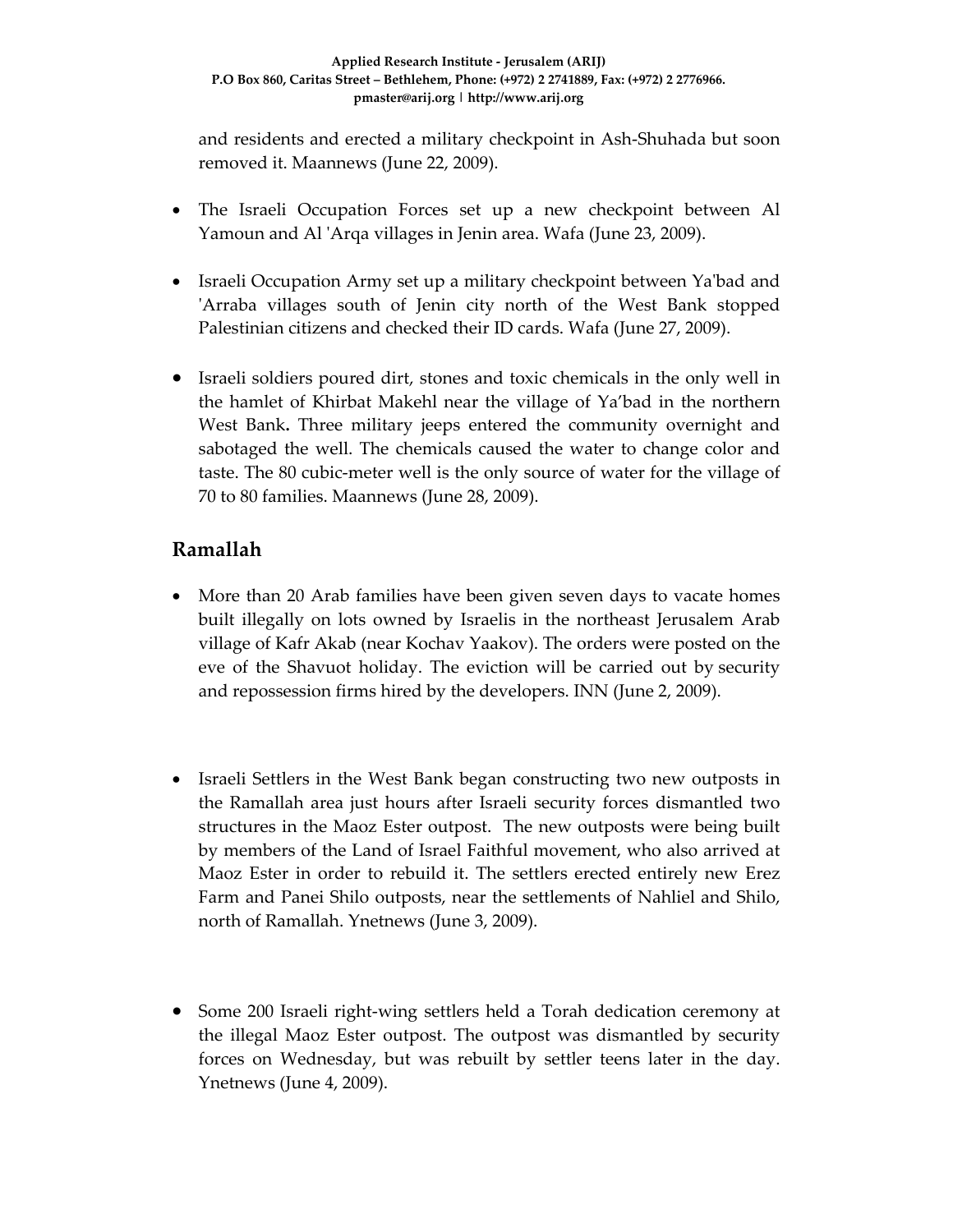and residents and erected a military checkpoint in Ash-Shuhada but soon removed it. Maannews (June 22, 2009).

- The Israeli Occupation Forces set up a new checkpoint between Al Yamoun and Al 'Arqa villages in Jenin area. Wafa (June 23, 2009).

- Israeli Occupation Army set up a military checkpoint between Ya'bad and 'Arraba villages south of Jenin city north of the West Bank stopped Palestinian citizens and checked their ID cards. Wafa (June 27, 2009).

- Israeli soldiers poured dirt, stones and toxic chemicals in the only well in the hamlet of Khirbat Makehl near the village of Ya'bad in the northern West Bank**.** Three military jeeps entered the community overnight and sabotaged the well. The chemicals caused the water to change color and taste. The 80 cubic-meter well is the only source of water for the village of 70 to 80 families. Maannews (June 28, 2009).

## Ramallah

- More than 20 Arab families have been given seven days to vacate homes built illegally on lots owned by Israelis in the northeast Jerusalem Arab village of Kafr Akab (near Kochav Yaakov). The orders were posted on the eve of the Shavuot holiday. The eviction will be carried out by security and repossession firms hired by the developers. INN (June 2, 2009).

- Israeli Settlers in the West Bank began constructing two new outposts in the Ramallah area just hours after Israeli security forces dismantled two structures in the Maoz Ester outpost. The new outposts were being built by members of the Land of Israel Faithful movement, who also arrived at Maoz Ester in order to rebuild it. The settlers erected entirely new Erez Farm and Panei Shilo outposts, near the settlements of Nahliel and Shilo, north of Ramallah. Ynetnews (June 3, 2009).

- Some 200 Israeli right-wing settlers held a Torah dedication ceremony at the illegal Maoz Ester outpost. The outpost was dismantled by security forces on Wednesday, but was rebuilt by settler teens later in the day. Ynetnews (June 4, 2009).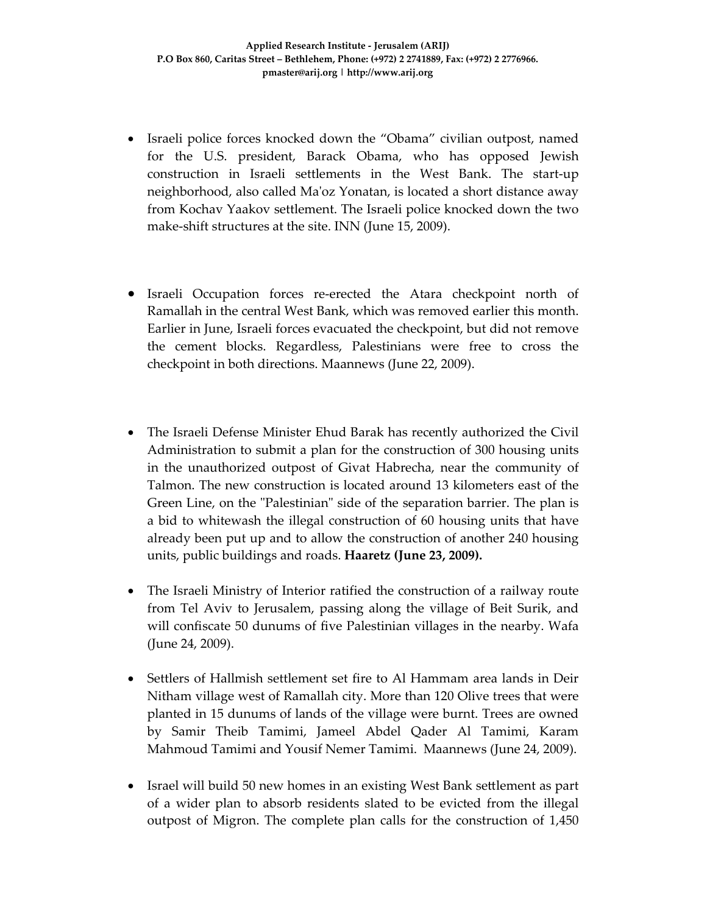- Israeli police forces knocked down the "Obama" civilian outpost, named for the U.S. president, Barack Obama, who has opposed Jewish construction in Israeli settlements in the West Bank. The start-up neighborhood, also called Ma'oz Yonatan, is located a short distance away from Kochav Yaakov settlement. The Israeli police knocked down the two make-shift structures at the site. INN (June 15, 2009).

- Israeli Occupation forces re-erected the Atara checkpoint north of Ramallah in the central West Bank, which was removed earlier this month. Earlier in June, Israeli forces evacuated the checkpoint, but did not remove the cement blocks. Regardless, Palestinians were free to cross the checkpoint in both directions. Maannews (June 22, 2009).

- The Israeli Defense Minister Ehud Barak has recently authorized the Civil Administration to submit a plan for the construction of 300 housing units in the unauthorized outpost of Givat Habrecha, near the community of Talmon. The new construction is located around 13 kilometers east of the Green Line, on the "Palestinian" side of the separation barrier. The plan is a bid to whitewash the illegal construction of 60 housing units that have already been put up and to allow the construction of another 240 housing units, public buildings and roads. **Haaretz (June 23, 2009).**

- The Israeli Ministry of Interior ratified the construction of a railway route from Tel Aviv to Jerusalem, passing along the village of Beit Surik, and will confiscate 50 dunums of five Palestinian villages in the nearby. Wafa (June 24, 2009).

- Settlers of Hallmish settlement set fire to Al Hammam area lands in Deir Nitham village west of Ramallah city. More than 120 Olive trees that were planted in 15 dunums of lands of the village were burnt. Trees are owned by Samir Theib Tamimi, Jameel Abdel Qader Al Tamimi, Karam Mahmoud Tamimi and Yousif Nemer Tamimi. Maannews (June 24, 2009).

- Israel will build 50 new homes in an existing West Bank settlement as part of a wider plan to absorb residents slated to be evicted from the illegal outpost of Migron. The complete plan calls for the construction of 1,450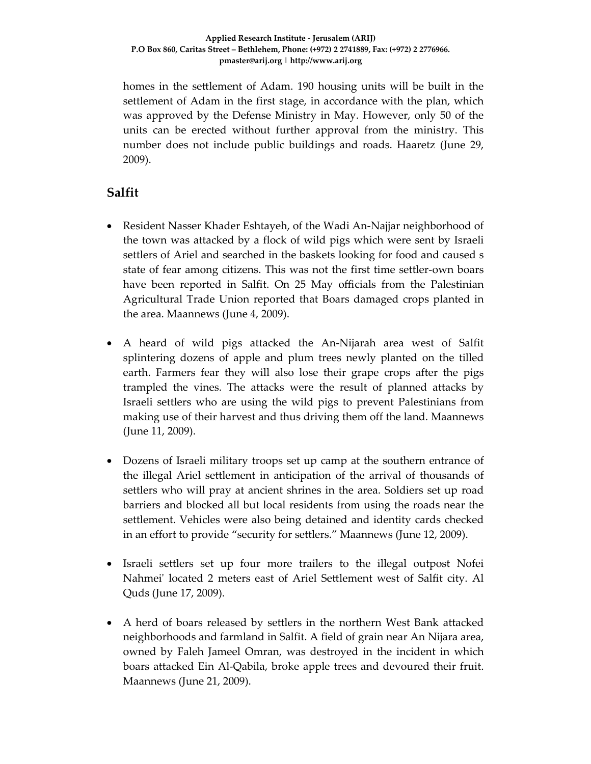homes in the settlement of Adam. 190 housing units will be built in the settlement of Adam in the first stage, in accordance with the plan, which was approved by the Defense Ministry in May. However, only 50 of the units can be erected without further approval from the ministry. This number does not include public buildings and roads. Haaretz (June 29, 2009).

## Salfit

- Resident Nasser Khader Eshtayeh, of the Wadi An-Najjar neighborhood of the town was attacked by a flock of wild pigs which were sent by Israeli settlers of Ariel and searched in the baskets looking for food and caused s state of fear among citizens. This was not the first time settler-own boars have been reported in Salfit. On 25 May officials from the Palestinian Agricultural Trade Union reported that Boars damaged crops planted in the area. Maannews (June 4, 2009).

- A heard of wild pigs attacked the An-Nijarah area west of Salfit splintering dozens of apple and plum trees newly planted on the tilled earth. Farmers fear they will also lose their grape crops after the pigs trampled the vines. The attacks were the result of planned attacks by Israeli settlers who are using the wild pigs to prevent Palestinians from making use of their harvest and thus driving them off the land. Maannews (June 11, 2009).

- Dozens of Israeli military troops set up camp at the southern entrance of the illegal Ariel settlement in anticipation of the arrival of thousands of settlers who will pray at ancient shrines in the area. Soldiers set up road barriers and blocked all but local residents from using the roads near the settlement. Vehicles were also being detained and identity cards checked in an effort to provide "security for settlers." Maannews (June 12, 2009).

- Israeli settlers set up four more trailers to the illegal outpost Nofei Nahmei' located 2 meters east of Ariel Settlement west of Salfit city. Al Quds (June 17, 2009).

- A herd of boars released by settlers in the northern West Bank attacked neighborhoods and farmland in Salfit. A field of grain near An Nijara area, owned by Faleh Jameel Omran, was destroyed in the incident in which boars attacked Ein Al-Qabila, broke apple trees and devoured their fruit. Maannews (June 21, 2009).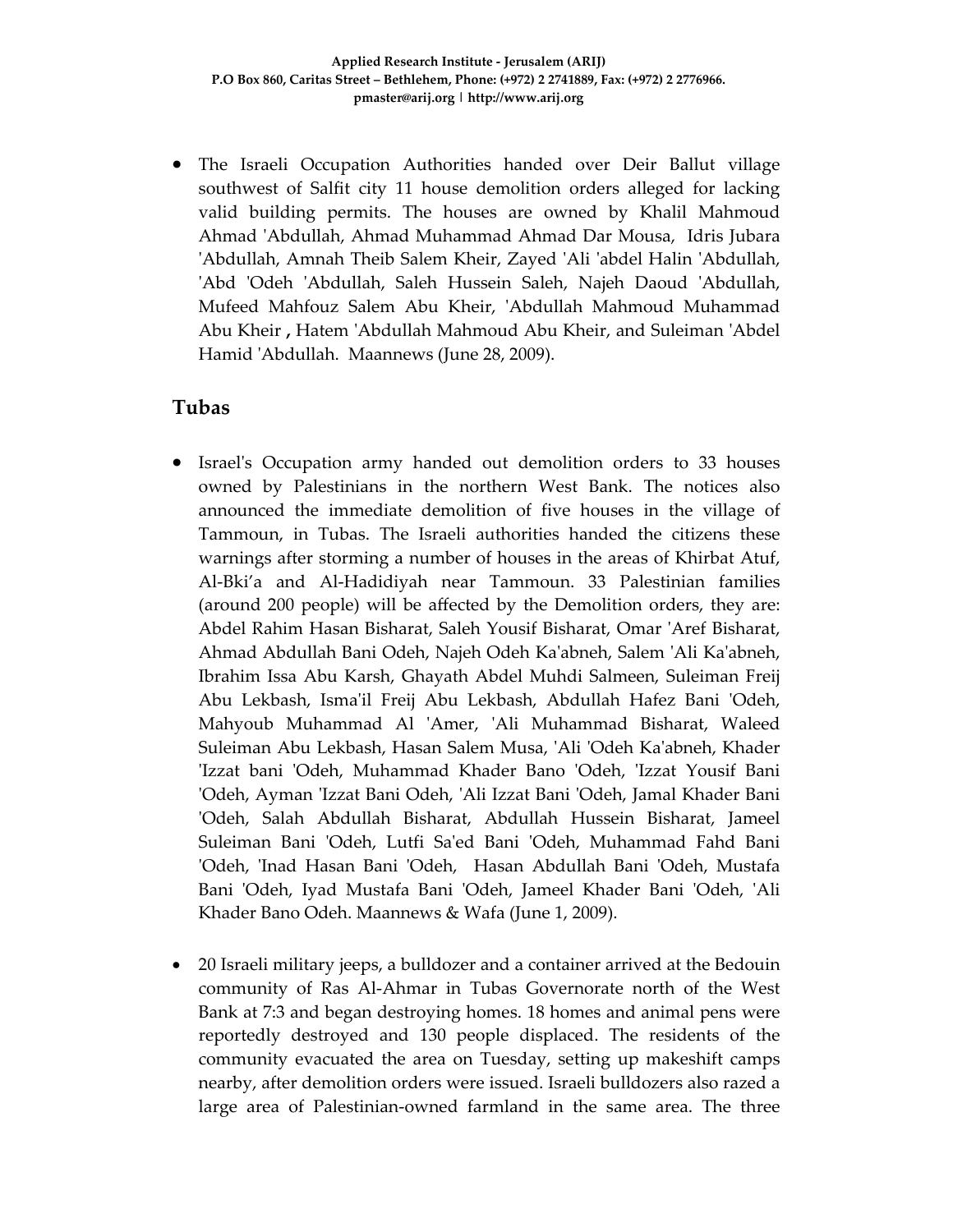- The Israeli Occupation Authorities handed over Deir Ballut village southwest of Salfit city 11 house demolition orders alleged for lacking valid building permits. The houses are owned by Khalil Mahmoud Ahmad 'Abdullah, Ahmad Muhammad Ahmad Dar Mousa, Idris Jubara 'Abdullah, Amnah Theib Salem Kheir, Zayed 'Ali 'abdel Halin 'Abdullah, 'Abd 'Odeh 'Abdullah, Saleh Hussein Saleh, Najeh Daoud 'Abdullah, Mufeed Mahfouz Salem Abu Kheir, 'Abdullah Mahmoud Muhammad Abu Kheir **,** Hatem 'Abdullah Mahmoud Abu Kheir, and Suleiman 'Abdel Hamid 'Abdullah. Maannews (June 28, 2009).

## Tubas

- Israel's Occupation army handed out demolition orders to 33 houses owned by Palestinians in the northern West Bank. The notices also announced the immediate demolition of five houses in the village of Tammoun, in Tubas. The Israeli authorities handed the citizens these warnings after storming a number of houses in the areas of Khirbat Atuf, Al-Bki'a and Al-Hadidiyah near Tammoun. 33 Palestinian families (around 200 people) will be affected by the Demolition orders, they are: Abdel Rahim Hasan Bisharat, Saleh Yousif Bisharat, Omar 'Aref Bisharat, Ahmad Abdullah Bani Odeh, Najeh Odeh Ka'abneh, Salem 'Ali Ka'abneh, Ibrahim Issa Abu Karsh, Ghayath Abdel Muhdi Salmeen, Suleiman Freij Abu Lekbash, Isma'il Freij Abu Lekbash, Abdullah Hafez Bani 'Odeh, Mahyoub Muhammad Al 'Amer, 'Ali Muhammad Bisharat, Waleed Suleiman Abu Lekbash, Hasan Salem Musa, 'Ali 'Odeh Ka'abneh, Khader 'Izzat bani 'Odeh, Muhammad Khader Bano 'Odeh, 'Izzat Yousif Bani 'Odeh, Ayman 'Izzat Bani Odeh, 'Ali Izzat Bani 'Odeh, Jamal Khader Bani 'Odeh, Salah Abdullah Bisharat, Abdullah Hussein Bisharat, Jameel Suleiman Bani 'Odeh, Lutfi Sa'ed Bani 'Odeh, Muhammad Fahd Bani 'Odeh, 'Inad Hasan Bani 'Odeh, Hasan Abdullah Bani 'Odeh, Mustafa Bani 'Odeh, Iyad Mustafa Bani 'Odeh, Jameel Khader Bani 'Odeh, 'Ali Khader Bano Odeh. Maannews & Wafa (June 1, 2009).

- 20 Israeli military jeeps, a bulldozer and a container arrived at the Bedouin community of Ras Al-Ahmar in Tubas Governorate north of the West Bank at 7:3 and began destroying homes. 18 homes and animal pens were reportedly destroyed and 130 people displaced. The residents of the community evacuated the area on Tuesday, setting up makeshift camps nearby, after demolition orders were issued. Israeli bulldozers also razed a large area of Palestinian-owned farmland in the same area. The three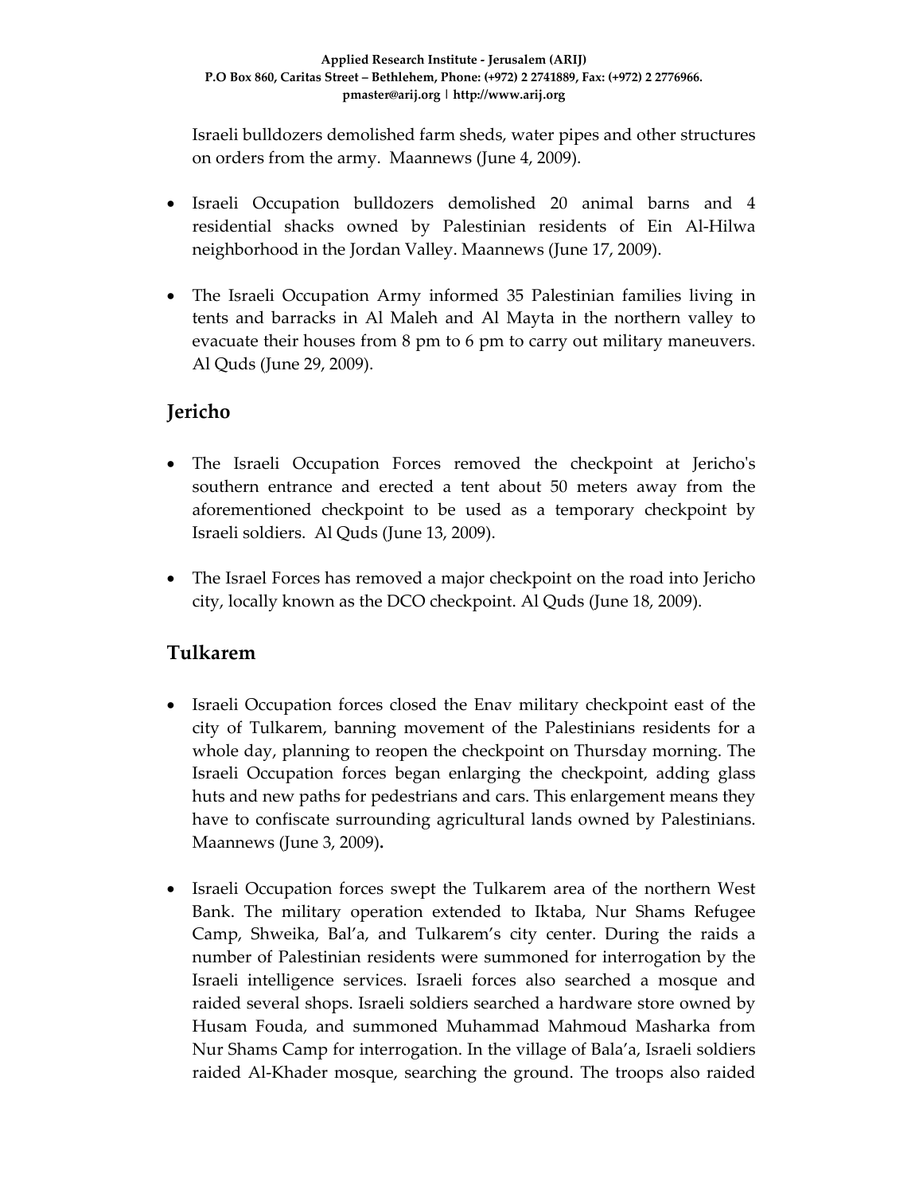Israeli bulldozers demolished farm sheds, water pipes and other structures on orders from the army. Maannews (June 4, 2009).

- Israeli Occupation bulldozers demolished 20 animal barns and 4 residential shacks owned by Palestinian residents of Ein Al-Hilwa neighborhood in the Jordan Valley. Maannews (June 17, 2009).

- The Israeli Occupation Army informed 35 Palestinian families living in tents and barracks in Al Maleh and Al Mayta in the northern valley to evacuate their houses from 8 pm to 6 pm to carry out military maneuvers. Al Quds (June 29, 2009).

## Jericho

- The Israeli Occupation Forces removed the checkpoint at Jericho's southern entrance and erected a tent about 50 meters away from the aforementioned checkpoint to be used as a temporary checkpoint by Israeli soldiers. Al Quds (June 13, 2009).

- The Israel Forces has removed a major checkpoint on the road into Jericho city, locally known as the DCO checkpoint. Al Quds (June 18, 2009).

## Tulkarem

- Israeli Occupation forces closed the Enav military checkpoint east of the city of Tulkarem, banning movement of the Palestinians residents for a whole day, planning to reopen the checkpoint on Thursday morning. The Israeli Occupation forces began enlarging the checkpoint, adding glass huts and new paths for pedestrians and cars. This enlargement means they have to confiscate surrounding agricultural lands owned by Palestinians. Maannews (June 3, 2009)**.**

- Israeli Occupation forces swept the Tulkarem area of the northern West Bank. The military operation extended to Iktaba, Nur Shams Refugee Camp, Shweika, Bal'a, and Tulkarem's city center. During the raids a number of Palestinian residents were summoned for interrogation by the Israeli intelligence services. Israeli forces also searched a mosque and raided several shops. Israeli soldiers searched a hardware store owned by Husam Fouda, and summoned Muhammad Mahmoud Masharka from Nur Shams Camp for interrogation. In the village of Bala'a, Israeli soldiers raided Al-Khader mosque, searching the ground. The troops also raided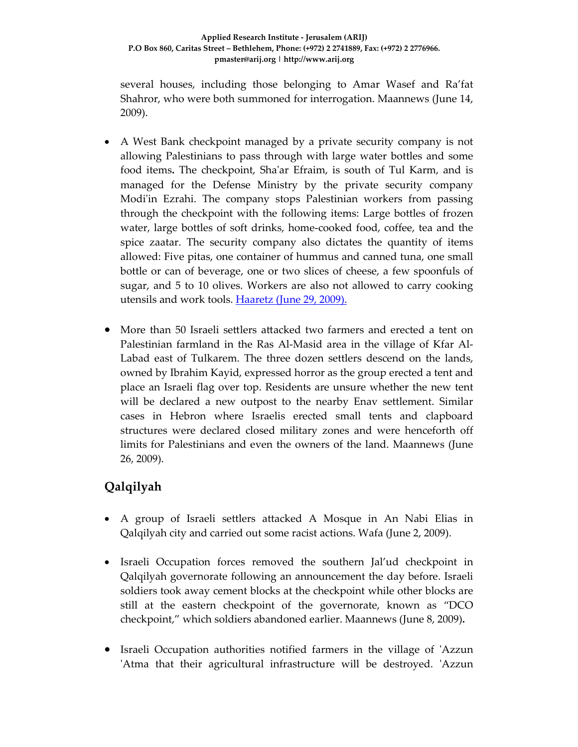several houses, including those belonging to Amar Wasef and Ra'fat Shahror, who were both summoned for interrogation. Maannews (June 14, 2009).

- A West Bank checkpoint managed by a private security company is not allowing Palestinians to pass through with large water bottles and some food items**.** The checkpoint, Sha'ar Efraim, is south of Tul Karm, and is managed for the Defense Ministry by the private security company Modi'in Ezrahi. The company stops Palestinian workers from passing through the checkpoint with the following items: Large bottles of frozen water, large bottles of soft drinks, home-cooked food, coffee, tea and the spice zaatar. The security company also dictates the quantity of items allowed: Five pitas, one container of hummus and canned tuna, one small bottle or can of beverage, one or two slices of cheese, a few spoonfuls of sugar, and 5 to 10 olives. Workers are also not allowed to carry cooking utensils and work tools. Haaretz (June 29, 2009).

- More than 50 Israeli settlers attacked two farmers and erected a tent on Palestinian farmland in the Ras Al-Masid area in the village of Kfar Al-Labad east of Tulkarem. The three dozen settlers descend on the lands, owned by Ibrahim Kayid, expressed horror as the group erected a tent and place an Israeli flag over top. Residents are unsure whether the new tent will be declared a new outpost to the nearby Enav settlement. Similar cases in Hebron where Israelis erected small tents and clapboard structures were declared closed military zones and were henceforth off limits for Palestinians and even the owners of the land. Maannews (June 26, 2009).

## Qalqilyah

- A group of Israeli settlers attacked A Mosque in An Nabi Elias in Qalqilyah city and carried out some racist actions. Wafa (June 2, 2009).

- Israeli Occupation forces removed the southern Jal'ud checkpoint in Qalqilyah governorate following an announcement the day before. Israeli soldiers took away cement blocks at the checkpoint while other blocks are still at the eastern checkpoint of the governorate, known as "DCO checkpoint," which soldiers abandoned earlier. Maannews (June 8, 2009)**.**

- Israeli Occupation authorities notified farmers in the village of 'Azzun 'Atma that their agricultural infrastructure will be destroyed. 'Azzun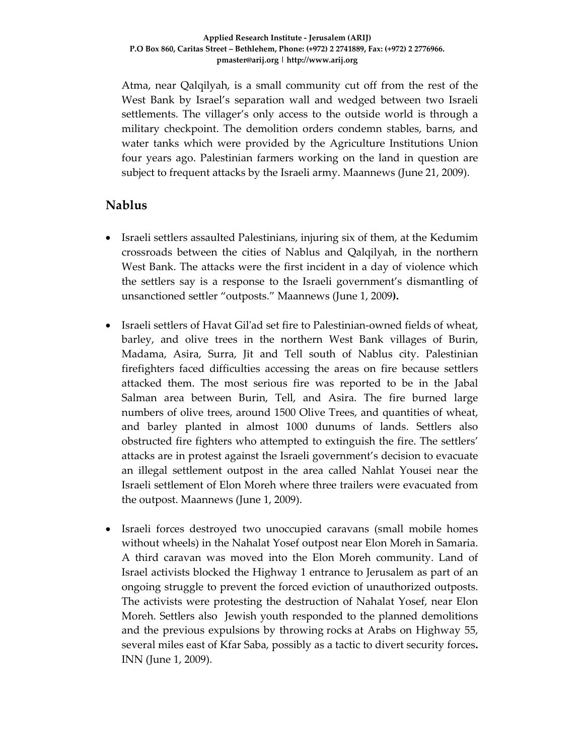Atma, near Qalqilyah, is a small community cut off from the rest of the West Bank by Israel's separation wall and wedged between two Israeli settlements. The villager's only access to the outside world is through a military checkpoint. The demolition orders condemn stables, barns, and water tanks which were provided by the Agriculture Institutions Union four years ago. Palestinian farmers working on the land in question are subject to frequent attacks by the Israeli army. Maannews (June 21, 2009).

## Nablus

- Israeli settlers assaulted Palestinians, injuring six of them, at the Kedumim crossroads between the cities of Nablus and Qalqilyah, in the northern West Bank. The attacks were the first incident in a day of violence which the settlers say is a response to the Israeli government's dismantling of unsanctioned settler "outposts." Maannews (June 1, 2009**).**

- Israeli settlers of Havat Gil'ad set fire to Palestinian-owned fields of wheat, barley, and olive trees in the northern West Bank villages of Burin, Madama, Asira, Surra, Jit and Tell south of Nablus city. Palestinian firefighters faced difficulties accessing the areas on fire because settlers attacked them. The most serious fire was reported to be in the Jabal Salman area between Burin, Tell, and Asira. The fire burned large numbers of olive trees, around 1500 Olive Trees, and quantities of wheat, and barley planted in almost 1000 dunums of lands. Settlers also obstructed fire fighters who attempted to extinguish the fire. The settlers' attacks are in protest against the Israeli government's decision to evacuate an illegal settlement outpost in the area called Nahlat Yousei near the Israeli settlement of Elon Moreh where three trailers were evacuated from the outpost. Maannews (June 1, 2009).

- Israeli forces destroyed two unoccupied caravans (small mobile homes without wheels) in the Nahalat Yosef outpost near Elon Moreh in Samaria. A third caravan was moved into the Elon Moreh community. Land of Israel activists blocked the Highway 1 entrance to Jerusalem as part of an ongoing struggle to prevent the forced eviction of unauthorized outposts. The activists were protesting the destruction of Nahalat Yosef, near Elon Moreh. Settlers also Jewish youth responded to the planned demolitions and the previous expulsions by throwing rocks at Arabs on Highway 55, several miles east of Kfar Saba, possibly as a tactic to divert security forces**.** INN (June 1, 2009).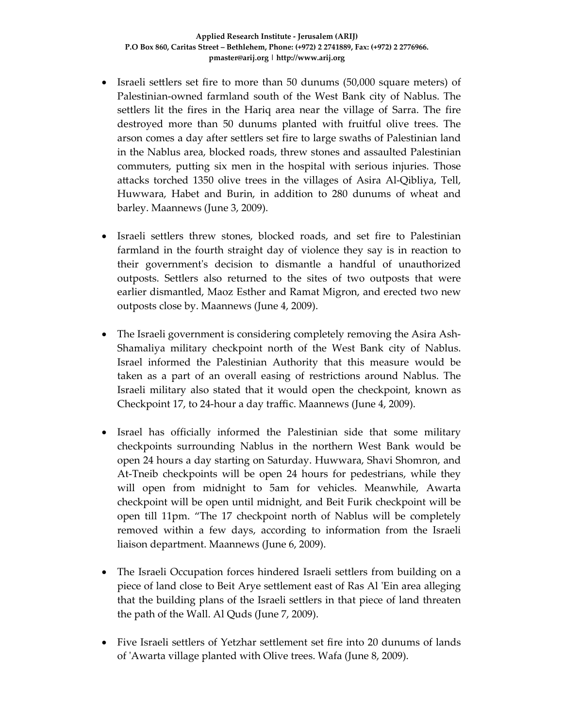- Israeli settlers set fire to more than 50 dunums (50,000 square meters) of Palestinian-owned farmland south of the West Bank city of Nablus. The settlers lit the fires in the Hariq area near the village of Sarra. The fire destroyed more than 50 dunums planted with fruitful olive trees. The arson comes a day after settlers set fire to large swaths of Palestinian land in the Nablus area, blocked roads, threw stones and assaulted Palestinian commuters, putting six men in the hospital with serious injuries. Those attacks torched 1350 olive trees in the villages of Asira Al-Qibliya, Tell, Huwwara, Habet and Burin, in addition to 280 dunums of wheat and barley. Maannews (June 3, 2009).

- Israeli settlers threw stones, blocked roads, and set fire to Palestinian farmland in the fourth straight day of violence they say is in reaction to their government's decision to dismantle a handful of unauthorized outposts. Settlers also returned to the sites of two outposts that were earlier dismantled, Maoz Esther and Ramat Migron, and erected two new outposts close by. Maannews (June 4, 2009).

- The Israeli government is considering completely removing the Asira Ash-Shamaliya military checkpoint north of the West Bank city of Nablus. Israel informed the Palestinian Authority that this measure would be taken as a part of an overall easing of restrictions around Nablus. The Israeli military also stated that it would open the checkpoint, known as Checkpoint 17, to 24-hour a day traffic. Maannews (June 4, 2009).

- Israel has officially informed the Palestinian side that some military checkpoints surrounding Nablus in the northern West Bank would be open 24 hours a day starting on Saturday. Huwwara, Shavi Shomron, and At-Tneib checkpoints will be open 24 hours for pedestrians, while they will open from midnight to 5am for vehicles. Meanwhile, Awarta checkpoint will be open until midnight, and Beit Furik checkpoint will be open till 11pm. "The 17 checkpoint north of Nablus will be completely removed within a few days, according to information from the Israeli liaison department. Maannews (June 6, 2009).

- The Israeli Occupation forces hindered Israeli settlers from building on a piece of land close to Beit Arye settlement east of Ras Al 'Ein area alleging that the building plans of the Israeli settlers in that piece of land threaten the path of the Wall. Al Quds (June 7, 2009).

- Five Israeli settlers of Yetzhar settlement set fire into 20 dunums of lands of 'Awarta village planted with Olive trees. Wafa (June 8, 2009).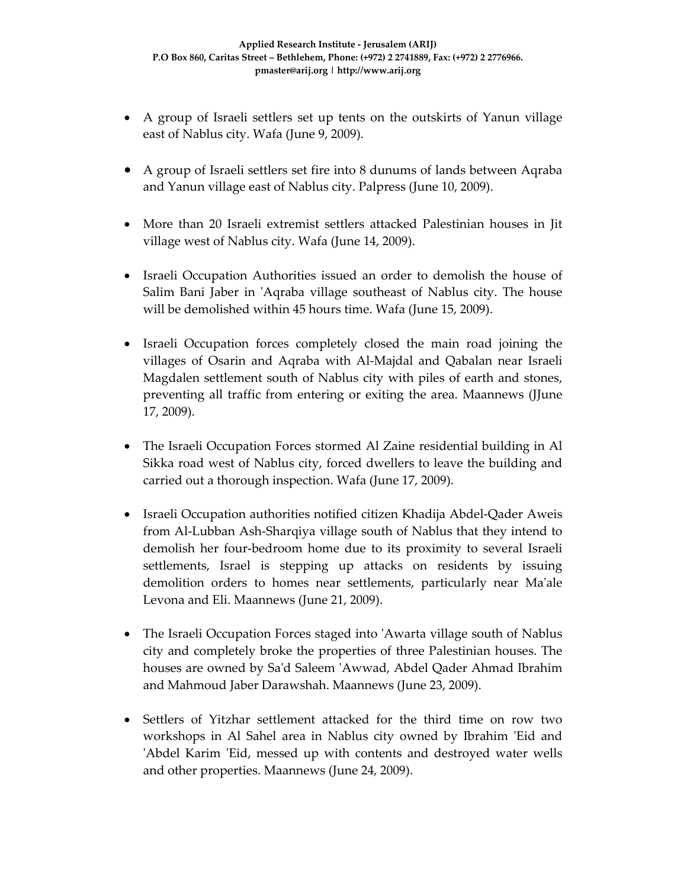- A group of Israeli settlers set up tents on the outskirts of Yanun village east of Nablus city. Wafa (June 9, 2009).

- A group of Israeli settlers set fire into 8 dunums of lands between Aqraba and Yanun village east of Nablus city. Palpress (June 10, 2009).

- More than 20 Israeli extremist settlers attacked Palestinian houses in Jit village west of Nablus city. Wafa (June 14, 2009).

- Israeli Occupation Authorities issued an order to demolish the house of Salim Bani Jaber in 'Aqraba village southeast of Nablus city. The house will be demolished within 45 hours time. Wafa (June 15, 2009).

- Israeli Occupation forces completely closed the main road joining the villages of Osarin and Aqraba with Al-Majdal and Qabalan near Israeli Magdalen settlement south of Nablus city with piles of earth and stones, preventing all traffic from entering or exiting the area. Maannews (JJune 17, 2009).

- The Israeli Occupation Forces stormed Al Zaine residential building in Al Sikka road west of Nablus city, forced dwellers to leave the building and carried out a thorough inspection. Wafa (June 17, 2009).

- Israeli Occupation authorities notified citizen Khadija Abdel-Qader Aweis from Al-Lubban Ash-Sharqiya village south of Nablus that they intend to demolish her four-bedroom home due to its proximity to several Israeli settlements, Israel is stepping up attacks on residents by issuing demolition orders to homes near settlements, particularly near Ma'ale Levona and Eli. Maannews (June 21, 2009).

- The Israeli Occupation Forces staged into 'Awarta village south of Nablus city and completely broke the properties of three Palestinian houses. The houses are owned by Sa'd Saleem 'Awwad, Abdel Qader Ahmad Ibrahim and Mahmoud Jaber Darawshah. Maannews (June 23, 2009).

- Settlers of Yitzhar settlement attacked for the third time on row two workshops in Al Sahel area in Nablus city owned by Ibrahim 'Eid and 'Abdel Karim 'Eid, messed up with contents and destroyed water wells and other properties. Maannews (June 24, 2009).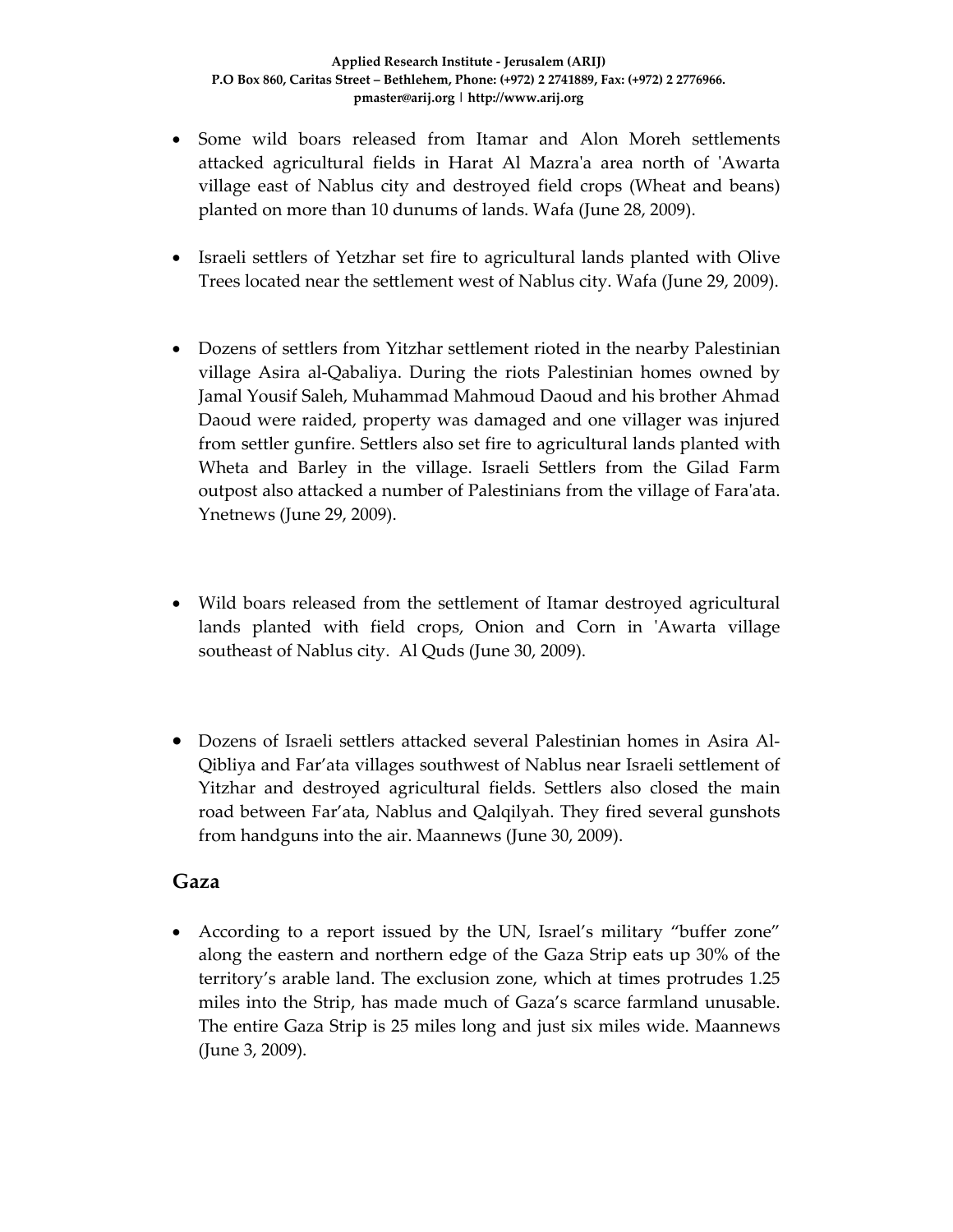- Some wild boars released from Itamar and Alon Moreh settlements attacked agricultural fields in Harat Al Mazra'a area north of 'Awarta village east of Nablus city and destroyed field crops (Wheat and beans) planted on more than 10 dunums of lands. Wafa (June 28, 2009).

- Israeli settlers of Yetzhar set fire to agricultural lands planted with Olive Trees located near the settlement west of Nablus city. Wafa (June 29, 2009).

- Dozens of settlers from Yitzhar settlement rioted in the nearby Palestinian village Asira al-Qabaliya. During the riots Palestinian homes owned by Jamal Yousif Saleh, Muhammad Mahmoud Daoud and his brother Ahmad Daoud were raided, property was damaged and one villager was injured from settler gunfire. Settlers also set fire to agricultural lands planted with Wheta and Barley in the village. Israeli Settlers from the Gilad Farm outpost also attacked a number of Palestinians from the village of Fara'ata. Ynetnews (June 29, 2009).

- Wild boars released from the settlement of Itamar destroyed agricultural lands planted with field crops, Onion and Corn in 'Awarta village southeast of Nablus city. Al Quds (June 30, 2009).

- Dozens of Israeli settlers attacked several Palestinian homes in Asira Al-Qibliya and Far'ata villages southwest of Nablus near Israeli settlement of Yitzhar and destroyed agricultural fields. Settlers also closed the main road between Far'ata, Nablus and Qalqilyah. They fired several gunshots from handguns into the air. Maannews (June 30, 2009).

## Gaza

- According to a report issued by the UN, Israel's military "buffer zone" along the eastern and northern edge of the Gaza Strip eats up 30% of the territory's arable land. The exclusion zone, which at times protrudes 1.25 miles into the Strip, has made much of Gaza's scarce farmland unusable. The entire Gaza Strip is 25 miles long and just six miles wide. Maannews (June 3, 2009).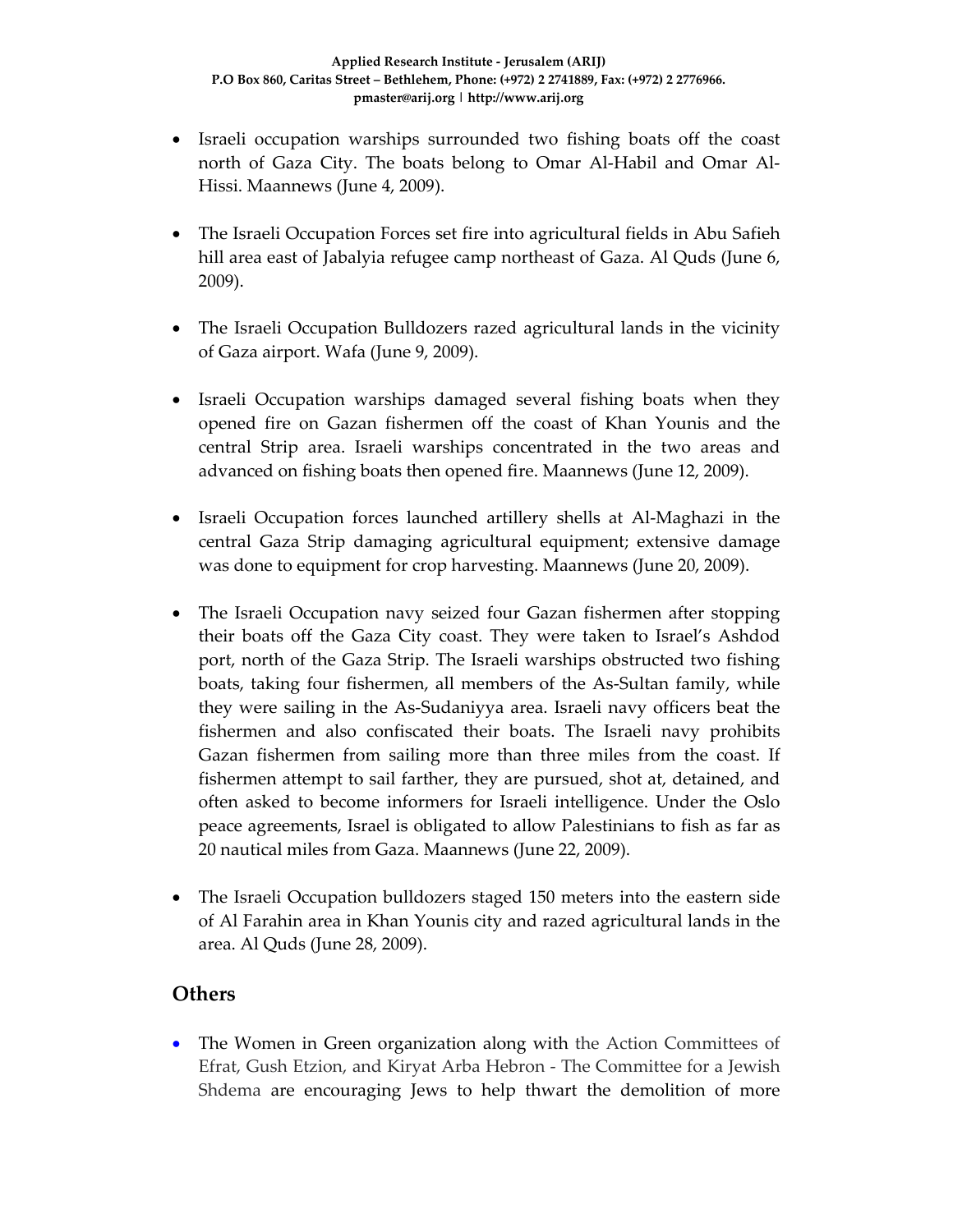- Israeli occupation warships surrounded two fishing boats off the coast north of Gaza City. The boats belong to Omar Al-Habil and Omar Al-Hissi. Maannews (June 4, 2009).

- The Israeli Occupation Forces set fire into agricultural fields in Abu Safieh hill area east of Jabalyia refugee camp northeast of Gaza. Al Quds (June 6, 2009).

- The Israeli Occupation Bulldozers razed agricultural lands in the vicinity of Gaza airport. Wafa (June 9, 2009).

- Israeli Occupation warships damaged several fishing boats when they opened fire on Gazan fishermen off the coast of Khan Younis and the central Strip area. Israeli warships concentrated in the two areas and advanced on fishing boats then opened fire. Maannews (June 12, 2009).

- Israeli Occupation forces launched artillery shells at Al-Maghazi in the central Gaza Strip damaging agricultural equipment; extensive damage was done to equipment for crop harvesting. Maannews (June 20, 2009).

- The Israeli Occupation navy seized four Gazan fishermen after stopping their boats off the Gaza City coast. They were taken to Israel's Ashdod port, north of the Gaza Strip. The Israeli warships obstructed two fishing boats, taking four fishermen, all members of the As-Sultan family, while they were sailing in the As-Sudaniyya area. Israeli navy officers beat the fishermen and also confiscated their boats. The Israeli navy prohibits Gazan fishermen from sailing more than three miles from the coast. If fishermen attempt to sail farther, they are pursued, shot at, detained, and often asked to become informers for Israeli intelligence. Under the Oslo peace agreements, Israel is obligated to allow Palestinians to fish as far as 20 nautical miles from Gaza. Maannews (June 22, 2009).

- The Israeli Occupation bulldozers staged 150 meters into the eastern side of Al Farahin area in Khan Younis city and razed agricultural lands in the area. Al Quds (June 28, 2009).

## Others

- The Women in Green organization along with the Action Committees of Efrat, Gush Etzion, and Kiryat Arba Hebron - The Committee for a Jewish Shdema are encouraging Jews to help thwart the demolition of more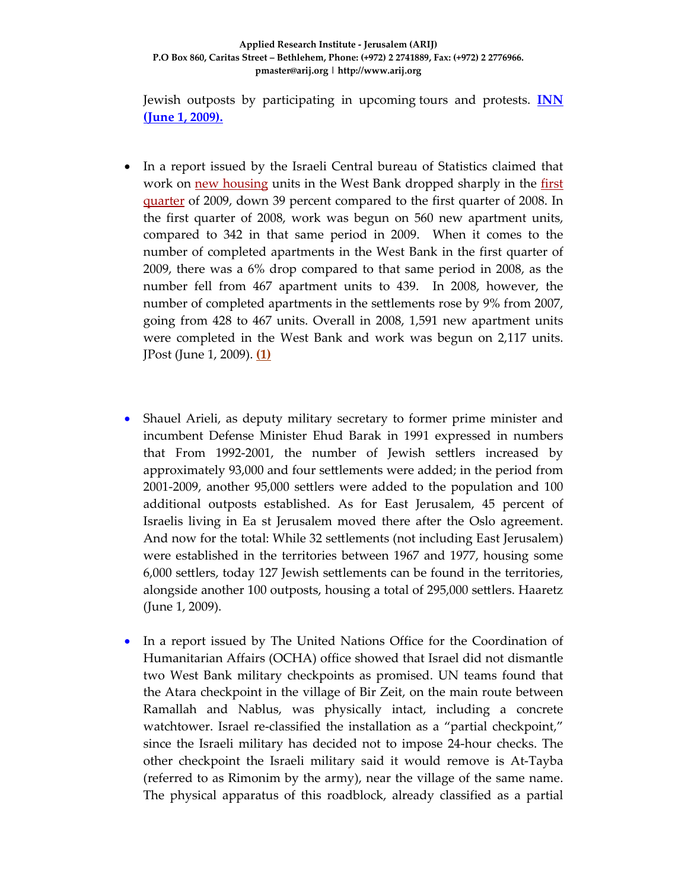Jewish outposts by participating in upcoming tours and protests. **INN (June 1, 2009).**

- In a report issued by the Israeli Central bureau of Statistics claimed that work on new housing units in the West Bank dropped sharply in the first quarter of 2009, down 39 percent compared to the first quarter of 2008. In the first quarter of 2008, work was begun on 560 new apartment units, compared to 342 in that same period in 2009. When it comes to the number of completed apartments in the West Bank in the first quarter of 2009, there was a 6% drop compared to that same period in 2008, as the number fell from 467 apartment units to 439. In 2008, however, the number of completed apartments in the settlements rose by 9% from 2007, going from 428 to 467 units. Overall in 2008, 1,591 new apartment units were completed in the West Bank and work was begun on 2,117 units. JPost (June 1, 2009). **(1)**

- Shauel Arieli, as deputy military secretary to former prime minister and incumbent Defense Minister Ehud Barak in 1991 expressed in numbers that From 1992-2001, the number of Jewish settlers increased by approximately 93,000 and four settlements were added; in the period from 2001-2009, another 95,000 settlers were added to the population and 100 additional outposts established. As for East Jerusalem, 45 percent of Israelis living in Ea st Jerusalem moved there after the Oslo agreement. And now for the total: While 32 settlements (not including East Jerusalem) were established in the territories between 1967 and 1977, housing some 6,000 settlers, today 127 Jewish settlements can be found in the territories, alongside another 100 outposts, housing a total of 295,000 settlers. Haaretz (June 1, 2009).

- In a report issued by The United Nations Office for the Coordination of Humanitarian Affairs (OCHA) office showed that Israel did not dismantle two West Bank military checkpoints as promised. UN teams found that the Atara checkpoint in the village of Bir Zeit, on the main route between Ramallah and Nablus, was physically intact, including a concrete watchtower. Israel re-classified the installation as a "partial checkpoint," since the Israeli military has decided not to impose 24-hour checks. The other checkpoint the Israeli military said it would remove is At-Tayba (referred to as Rimonim by the army), near the village of the same name. The physical apparatus of this roadblock, already classified as a partial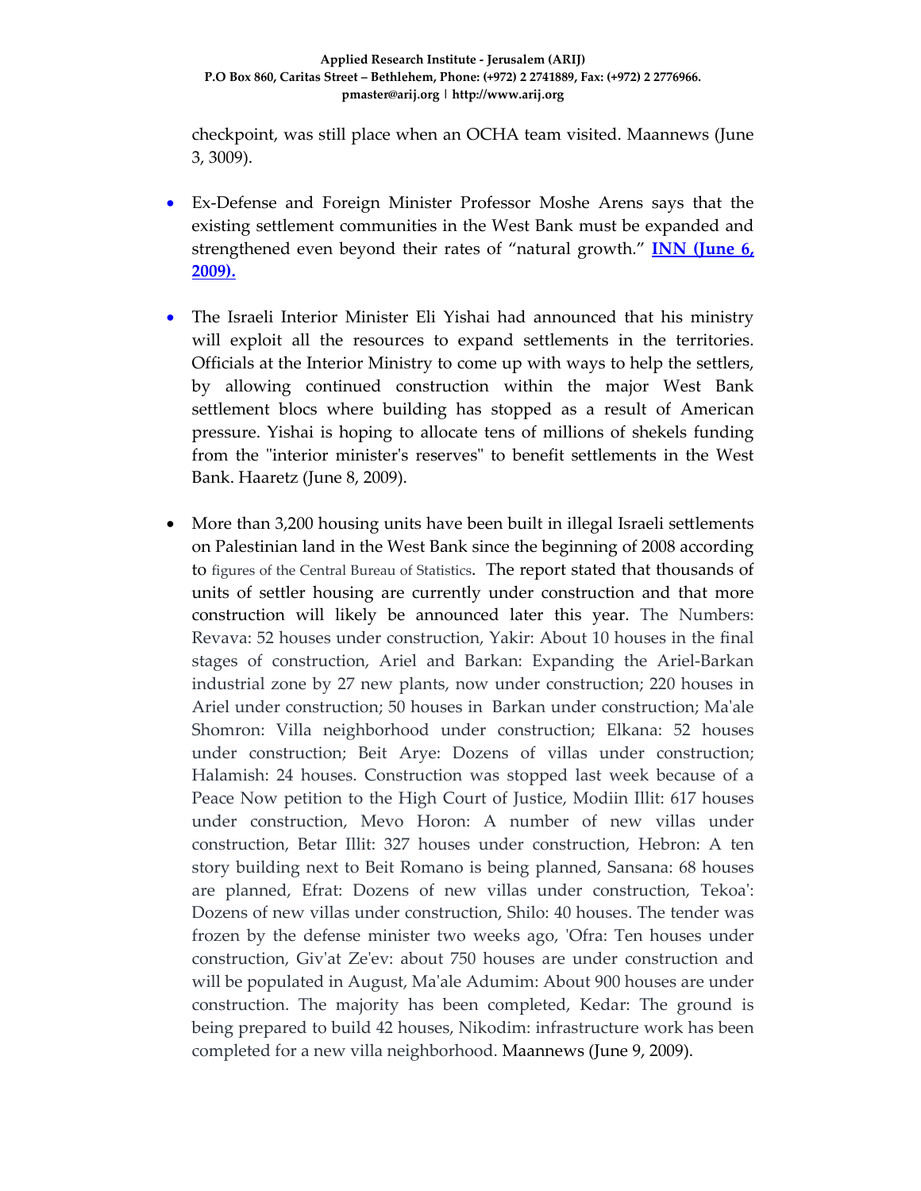checkpoint, was still place when an OCHA team visited. Maannews (June 3, 3009).

- Ex-Defense and Foreign Minister Professor Moshe Arens says that the existing settlement communities in the West Bank must be expanded and strengthened even beyond their rates of "natural growth." **INN (June 6, 2009).**

- The Israeli Interior Minister Eli Yishai had announced that his ministry will exploit all the resources to expand settlements in the territories. Officials at the Interior Ministry to come up with ways to help the settlers, by allowing continued construction within the major West Bank settlement blocs where building has stopped as a result of American pressure. Yishai is hoping to allocate tens of millions of shekels funding from the "interior minister's reserves" to benefit settlements in the West Bank. Haaretz (June 8, 2009).

- More than 3,200 housing units have been built in illegal Israeli settlements on Palestinian land in the West Bank since the beginning of 2008 according to figures of the Central Bureau of Statistics. The report stated that thousands of units of settler housing are currently under construction and that more construction will likely be announced later this year. The Numbers: Revava: 52 houses under construction, Yakir: About 10 houses in the final stages of construction, Ariel and Barkan: Expanding the Ariel-Barkan industrial zone by 27 new plants, now under construction; 220 houses in Ariel under construction; 50 houses in Barkan under construction; Ma'ale Shomron: Villa neighborhood under construction; Elkana: 52 houses under construction; Beit Arye: Dozens of villas under construction; Halamish: 24 houses. Construction was stopped last week because of a Peace Now petition to the High Court of Justice, Modiin Illit: 617 houses under construction, Mevo Horon: A number of new villas under construction, Betar Illit: 327 houses under construction, Hebron: A ten story building next to Beit Romano is being planned, Sansana: 68 houses are planned, Efrat: Dozens of new villas under construction, Tekoa': Dozens of new villas under construction, Shilo: 40 houses. The tender was frozen by the defense minister two weeks ago, 'Ofra: Ten houses under construction, Giv'at Ze'ev: about 750 houses are under construction and will be populated in August, Ma'ale Adumim: About 900 houses are under construction. The majority has been completed, Kedar: The ground is being prepared to build 42 houses, Nikodim: infrastructure work has been completed for a new villa neighborhood. Maannews (June 9, 2009).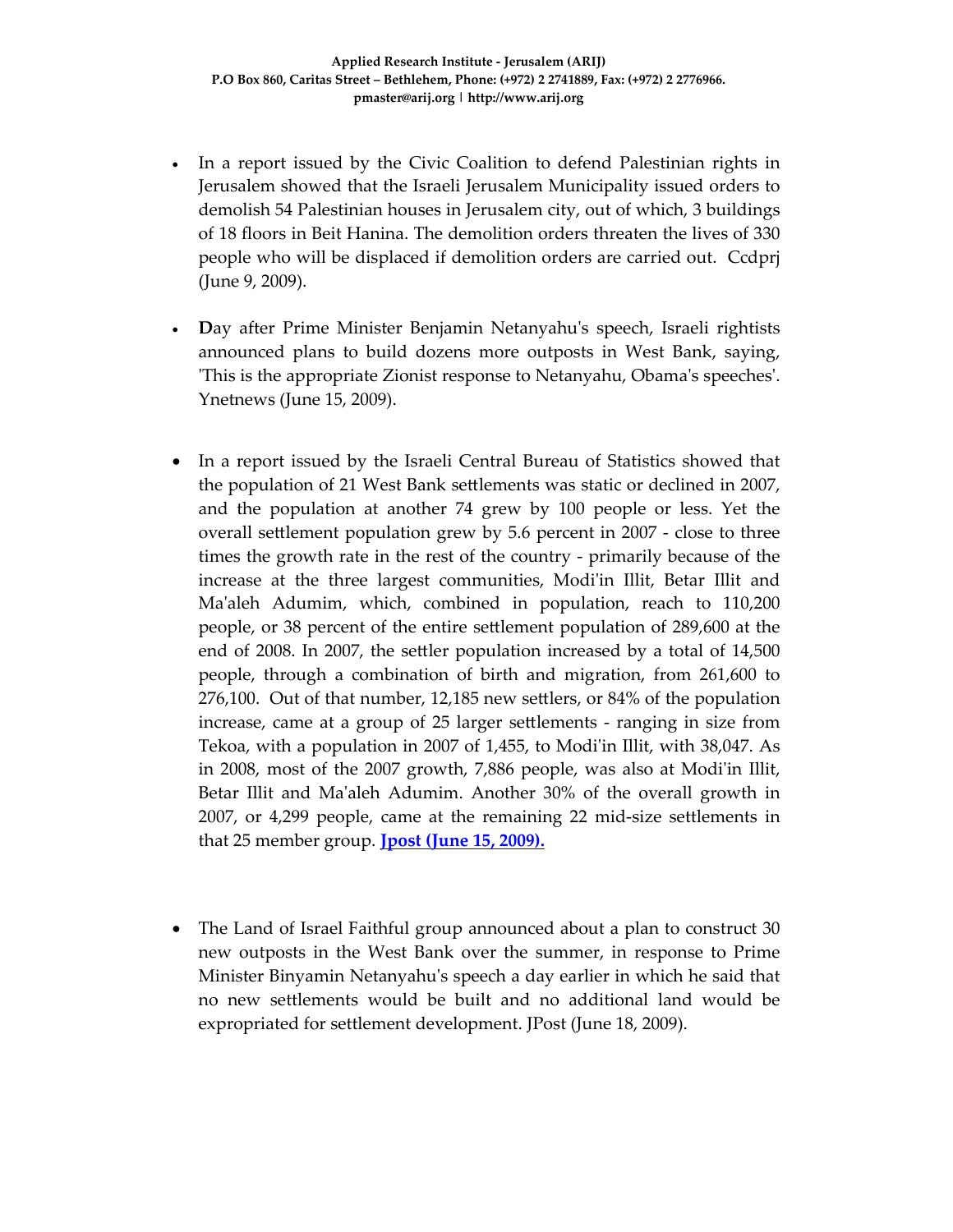- In a report issued by the Civic Coalition to defend Palestinian rights in Jerusalem showed that the Israeli Jerusalem Municipality issued orders to demolish 54 Palestinian houses in Jerusalem city, out of which, 3 buildings of 18 floors in Beit Hanina. The demolition orders threaten the lives of 330 people who will be displaced if demolition orders are carried out. Ccdprj (June 9, 2009).

- **D**ay after Prime Minister Benjamin Netanyahu's speech, Israeli rightists announced plans to build dozens more outposts in West Bank, saying, 'This is the appropriate Zionist response to Netanyahu, Obama's speeches'. Ynetnews (June 15, 2009).

- In a report issued by the Israeli Central Bureau of Statistics showed that the population of 21 West Bank settlements was static or declined in 2007, and the population at another 74 grew by 100 people or less. Yet the overall settlement population grew by 5.6 percent in 2007 - close to three times the growth rate in the rest of the country - primarily because of the increase at the three largest communities, Modi'in Illit, Betar Illit and Ma'aleh Adumim, which, combined in population, reach to 110,200 people, or 38 percent of the entire settlement population of 289,600 at the end of 2008. In 2007, the settler population increased by a total of 14,500 people, through a combination of birth and migration, from 261,600 to 276,100. Out of that number, 12,185 new settlers, or 84% of the population increase, came at a group of 25 larger settlements - ranging in size from Tekoa, with a population in 2007 of 1,455, to Modi'in Illit, with 38,047. As in 2008, most of the 2007 growth, 7,886 people, was also at Modi'in Illit, Betar Illit and Ma'aleh Adumim. Another 30% of the overall growth in 2007, or 4,299 people, came at the remaining 22 mid-size settlements in that 25 member group. **Jpost (June 15, 2009).**

- The Land of Israel Faithful group announced about a plan to construct 30 new outposts in the West Bank over the summer, in response to Prime Minister Binyamin Netanyahu's speech a day earlier in which he said that no new settlements would be built and no additional land would be expropriated for settlement development. JPost (June 18, 2009).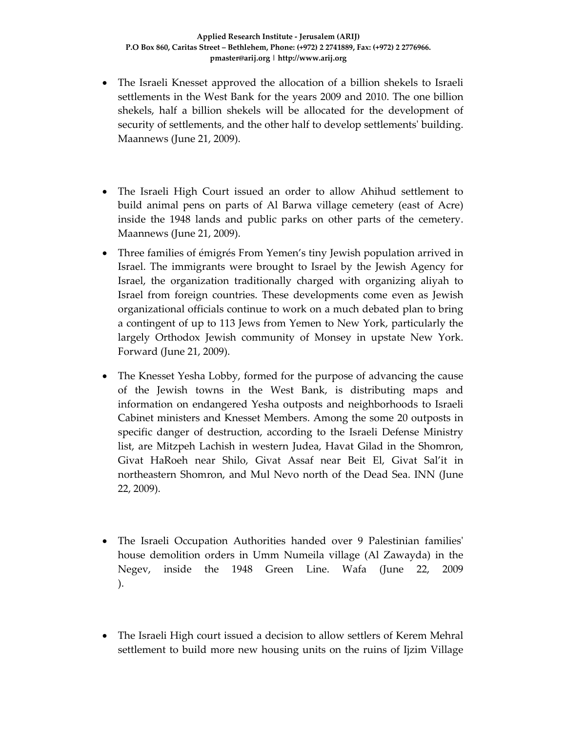- The Israeli Knesset approved the allocation of a billion shekels to Israeli settlements in the West Bank for the years 2009 and 2010. The one billion shekels, half a billion shekels will be allocated for the development of security of settlements, and the other half to develop settlements' building. Maannews (June 21, 2009).

- The Israeli High Court issued an order to allow Ahihud settlement to build animal pens on parts of Al Barwa village cemetery (east of Acre) inside the 1948 lands and public parks on other parts of the cemetery. Maannews (June 21, 2009).

- Three families of émigrés From Yemen's tiny Jewish population arrived in Israel. The immigrants were brought to Israel by the Jewish Agency for Israel, the organization traditionally charged with organizing aliyah to Israel from foreign countries. These developments come even as Jewish organizational officials continue to work on a much debated plan to bring a contingent of up to 113 Jews from Yemen to New York, particularly the largely Orthodox Jewish community of Monsey in upstate New York. Forward (June 21, 2009).

- The Knesset Yesha Lobby, formed for the purpose of advancing the cause of the Jewish towns in the West Bank, is distributing maps and information on endangered Yesha outposts and neighborhoods to Israeli Cabinet ministers and Knesset Members. Among the some 20 outposts in specific danger of destruction, according to the Israeli Defense Ministry list, are Mitzpeh Lachish in western Judea, Havat Gilad in the Shomron, Givat HaRoeh near Shilo, Givat Assaf near Beit El, Givat Sal'it in northeastern Shomron, and Mul Nevo north of the Dead Sea. INN (June 22, 2009).

- The Israeli Occupation Authorities handed over 9 Palestinian families' house demolition orders in Umm Numeila village (Al Zawayda) in the Negev, inside the 1948 Green Line. Wafa (June 22, 2009).

- The Israeli High court issued a decision to allow settlers of Kerem Mehral settlement to build more new housing units on the ruins of Ijzim Village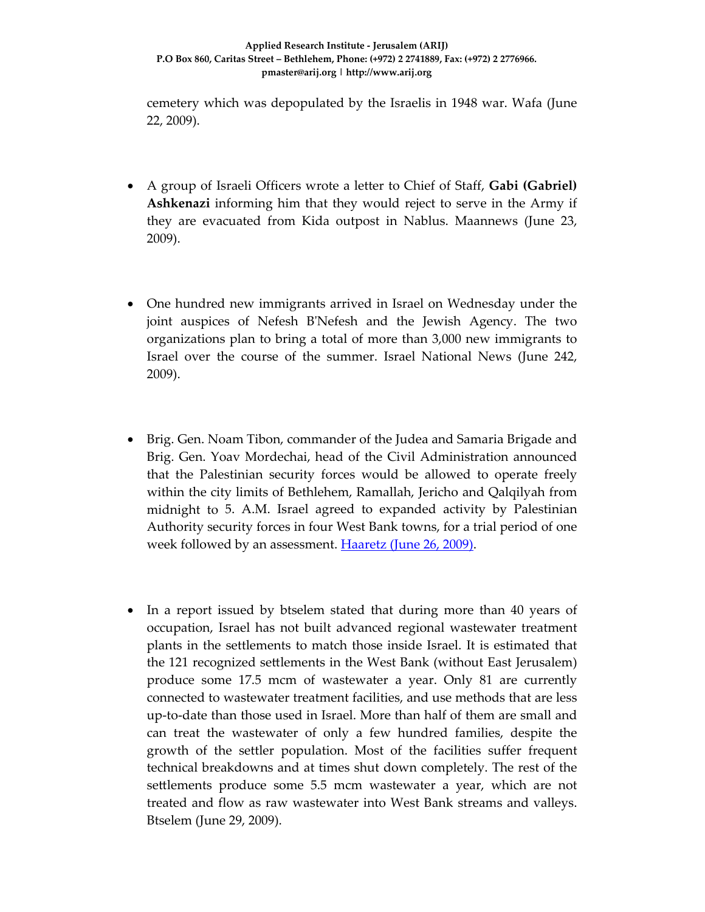cemetery which was depopulated by the Israelis in 1948 war. Wafa (June 22, 2009).

- A group of Israeli Officers wrote a letter to Chief of Staff, **Gabi (Gabriel) Ashkenazi** informing him that they would reject to serve in the Army if they are evacuated from Kida outpost in Nablus. Maannews (June 23, 2009).

- One hundred new immigrants arrived in Israel on Wednesday under the joint auspices of Nefesh B'Nefesh and the Jewish Agency. The two organizations plan to bring a total of more than 3,000 new immigrants to Israel over the course of the summer. Israel National News (June 242, 2009).

- Brig. Gen. Noam Tibon, commander of the Judea and Samaria Brigade and Brig. Gen. Yoav Mordechai, head of the Civil Administration announced that the Palestinian security forces would be allowed to operate freely within the city limits of Bethlehem, Ramallah, Jericho and Qalqilyah from midnight to 5. A.M. Israel agreed to expanded activity by Palestinian Authority security forces in four West Bank towns, for a trial period of one week followed by an assessment. [Haaretz (June 26, 2009)](#).

- In a report issued by btselem stated that during more than 40 years of occupation, Israel has not built advanced regional wastewater treatment plants in the settlements to match those inside Israel. It is estimated that the 121 recognized settlements in the West Bank (without East Jerusalem) produce some 17.5 mcm of wastewater a year. Only 81 are currently connected to wastewater treatment facilities, and use methods that are less up-to-date than those used in Israel. More than half of them are small and can treat the wastewater of only a few hundred families, despite the growth of the settler population. Most of the facilities suffer frequent technical breakdowns and at times shut down completely. The rest of the settlements produce some 5.5 mcm wastewater a year, which are not treated and flow as raw wastewater into West Bank streams and valleys. Btselem (June 29, 2009).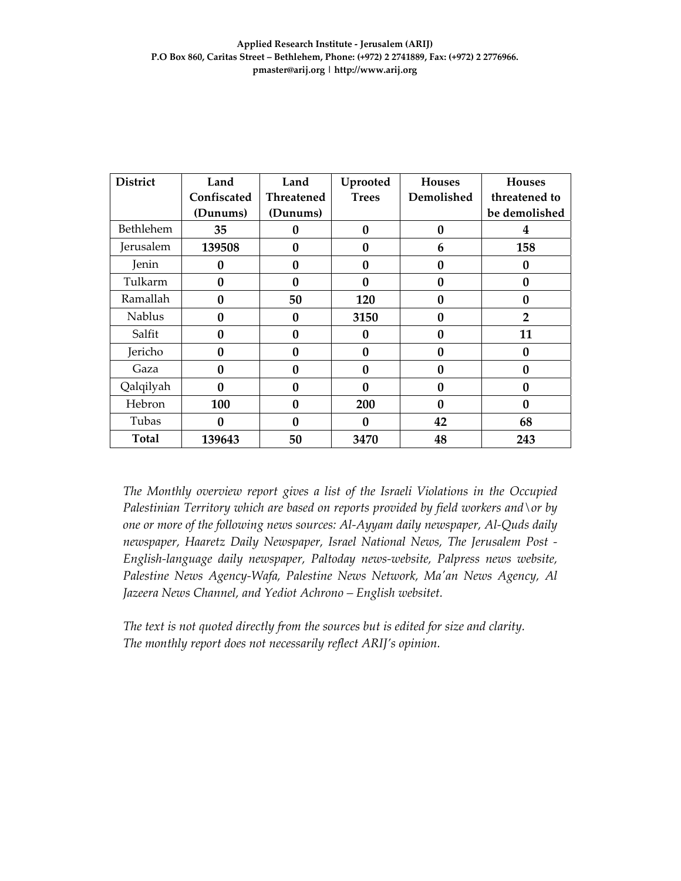| District | Land Confiscated (Dunums) | Land Threatened (Dunums) | Uprooted Trees | Houses Demolished | Houses threatened to be demolished |
|---|---|---|---|---|---|
| Bethlehem | **35** | **0** | **0** | **0** | **4** |
| Jerusalem | **139508** | **0** | **0** | **6** | **158** |
| Jenin | **0** | **0** | **0** | **0** | **0** |
| Tulkarm | **0** | **0** | **0** | **0** | **0** |
| Ramallah | **0** | **50** | **120** | **0** | **0** |
| Nablus | **0** | **0** | **3150** | **0** | **2** |
| Salfit | **0** | **0** | **0** | **0** | **11** |
| Jericho | **0** | **0** | **0** | **0** | **0** |
| Gaza | **0** | **0** | **0** | **0** | **0** |
| Qalqilyah | **0** | **0** | **0** | **0** | **0** |
| Hebron | **100** | **0** | **200** | **0** | **0** |
| Tubas | **0** | **0** | **0** | **42** | **68** |
| **Total** | **139643** | **50** | **3470** | **48** | **243** |

*The Monthly overview report gives a list of the Israeli Violations in the Occupied Palestinian Territory which are based on reports provided by field workers and\or by one or more of the following news sources: Al-Ayyam daily newspaper, Al-Quds daily newspaper, Haaretz Daily Newspaper, Israel National News, The Jerusalem Post - English-language daily newspaper, Paltoday news-website, Palpress news website, Palestine News Agency-Wafa, Palestine News Network, Ma'an News Agency, Al Jazeera News Channel, and Yediot Achrono – English websitet.*

*The text is not quoted directly from the sources but is edited for size and clarity.*
*The monthly report does not necessarily reflect ARIJ's opinion.*